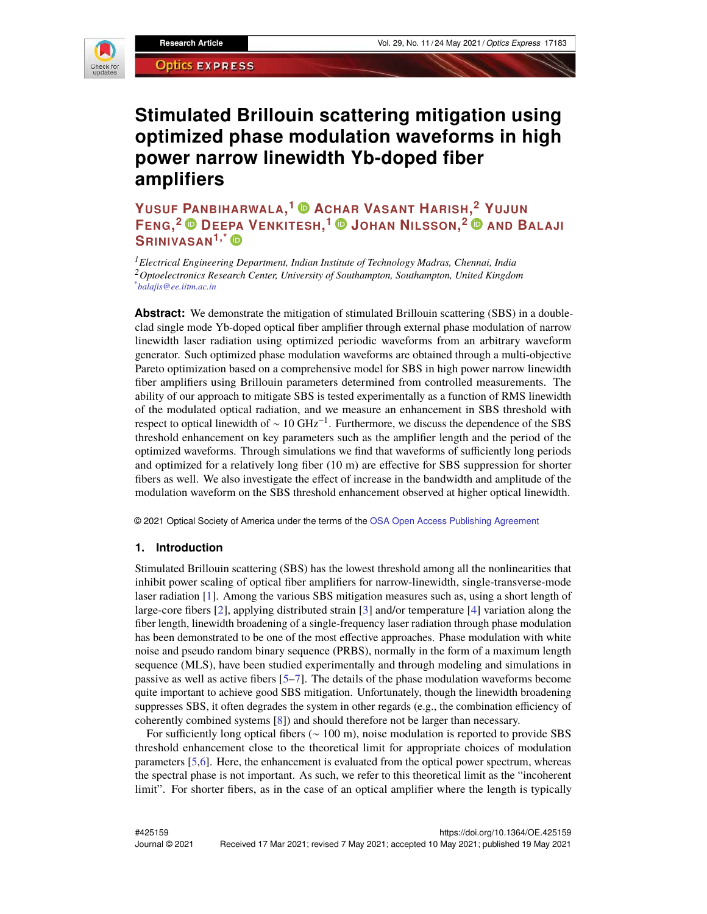# Stimulated Brillouin scattering mitigation using optimized phase modulation waveforms in high power narrow linewidth Yb-doped fiber amplifiers

**Yusuf Panbiharwala,[1] Achar Vasant Harish,[2] Yujun Feng,[2] Deepa Venkitesh,[1] Johan Nilsson,[2] and Balaji Srinivasan[1,*]**

[1] *Electrical Engineering Department, Indian Institute of Technology Madras, Chennai, India*
[2] *Optoelectronics Research Center, University of Southampton, Southampton, United Kingdom*
[*] *balajis@ee.iitm.ac.in*

**Abstract:** We demonstrate the mitigation of stimulated Brillouin scattering (SBS) in a double-clad single mode Yb-doped optical fiber amplifier through external phase modulation of narrow linewidth laser radiation using optimized periodic waveforms from an arbitrary waveform generator. Such optimized phase modulation waveforms are obtained through a multi-objective Pareto optimization based on a comprehensive model for SBS in high power narrow linewidth fiber amplifiers using Brillouin parameters determined from controlled measurements. The ability of our approach to mitigate SBS is tested experimentally as a function of RMS linewidth of the modulated optical radiation, and we measure an enhancement in SBS threshold with respect to optical linewidth of ~ 10 $\text{GHz}^{-1}$. Furthermore, we discuss the dependence of the SBS threshold enhancement on key parameters such as the amplifier length and the period of the optimized waveforms. Through simulations we find that waveforms of sufficiently long periods and optimized for a relatively long fiber (10 m) are effective for SBS suppression for shorter fibers as well. We also investigate the effect of increase in the bandwidth and amplitude of the modulation waveform on the SBS threshold enhancement observed at higher optical linewidth.

© 2021 Optical Society of America under the terms of the OSA Open Access Publishing Agreement

## 1. Introduction

Stimulated Brillouin scattering (SBS) has the lowest threshold among all the nonlinearities that inhibit power scaling of optical fiber amplifiers for narrow-linewidth, single-transverse-mode laser radiation [1]. Among the various SBS mitigation measures such as, using a short length of large-core fibers [2], applying distributed strain [3] and/or temperature [4] variation along the fiber length, linewidth broadening of a single-frequency laser radiation through phase modulation has been demonstrated to be one of the most effective approaches. Phase modulation with white noise and pseudo random binary sequence (PRBS), normally in the form of a maximum length sequence (MLS), have been studied experimentally and through modeling and simulations in passive as well as active fibers [5–7]. The details of the phase modulation waveforms become quite important to achieve good SBS mitigation. Unfortunately, though the linewidth broadening suppresses SBS, it often degrades the system in other regards (e.g., the combination efficiency of coherently combined systems [8]) and should therefore not be larger than necessary.

For sufficiently long optical fibers (~ 100 m), noise modulation is reported to provide SBS threshold enhancement close to the theoretical limit for appropriate choices of modulation parameters [5,6]. Here, the enhancement is evaluated from the optical power spectrum, whereas the spectral phase is not important. As such, we refer to this theoretical limit as the "incoherent limit". For shorter fibers, as in the case of an optical amplifier where the length is typically

#425159 https://doi.org/10.1364/OE.425159
Journal © 2021 Received 17 Mar 2021; revised 7 May 2021; accepted 10 May 2021; published 19 May 2021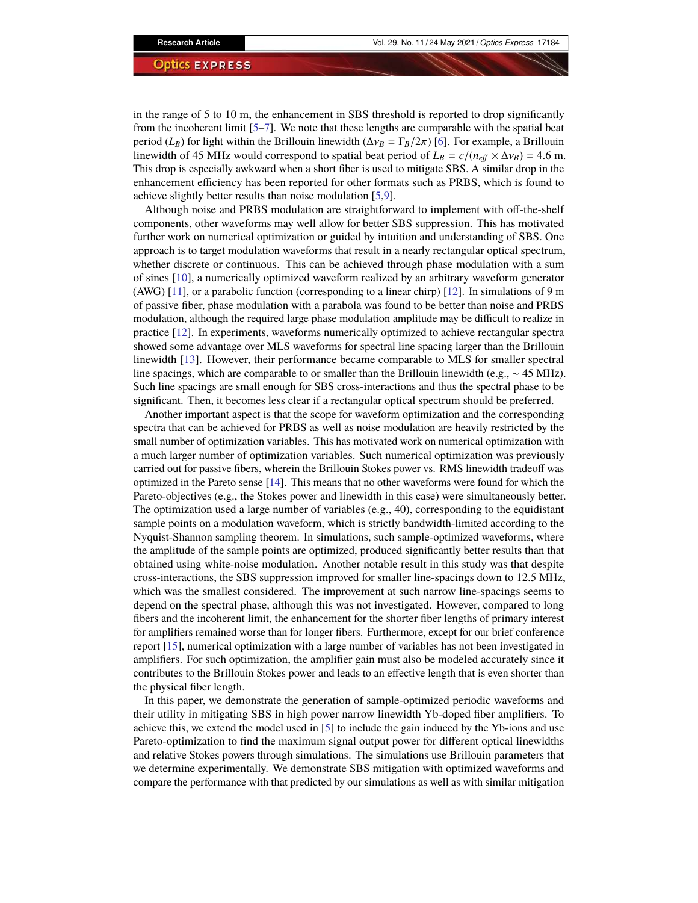in the range of 5 to 10 m, the enhancement in SBS threshold is reported to drop significantly from the incoherent limit [5–7]. We note that these lengths are comparable with the spatial beat period ($L_B$) for light within the Brillouin linewidth ($\Delta\nu_B = \Gamma_B/2\pi$) [6]. For example, a Brillouin linewidth of 45 MHz would correspond to spatial beat period of $L_B = c/(n_{eff} \times \Delta\nu_B) = 4.6$ m. This drop is especially awkward when a short fiber is used to mitigate SBS. A similar drop in the enhancement efficiency has been reported for other formats such as PRBS, which is found to achieve slightly better results than noise modulation [5,9].

Although noise and PRBS modulation are straightforward to implement with off-the-shelf components, other waveforms may well allow for better SBS suppression. This has motivated further work on numerical optimization or guided by intuition and understanding of SBS. One approach is to target modulation waveforms that result in a nearly rectangular optical spectrum, whether discrete or continuous. This can be achieved through phase modulation with a sum of sines [10], a numerically optimized waveform realized by an arbitrary waveform generator (AWG) [11], or a parabolic function (corresponding to a linear chirp) [12]. In simulations of 9 m of passive fiber, phase modulation with a parabola was found to be better than noise and PRBS modulation, although the required large phase modulation amplitude may be difficult to realize in practice [12]. In experiments, waveforms numerically optimized to achieve rectangular spectra showed some advantage over MLS waveforms for spectral line spacing larger than the Brillouin linewidth [13]. However, their performance became comparable to MLS for smaller spectral line spacings, which are comparable to or smaller than the Brillouin linewidth (e.g., ~ 45 MHz). Such line spacings are small enough for SBS cross-interactions and thus the spectral phase to be significant. Then, it becomes less clear if a rectangular optical spectrum should be preferred.

Another important aspect is that the scope for waveform optimization and the corresponding spectra that can be achieved for PRBS as well as noise modulation are heavily restricted by the small number of optimization variables. This has motivated work on numerical optimization with a much larger number of optimization variables. Such numerical optimization was previously carried out for passive fibers, wherein the Brillouin Stokes power vs. RMS linewidth tradeoff was optimized in the Pareto sense [14]. This means that no other waveforms were found for which the Pareto-objectives (e.g., the Stokes power and linewidth in this case) were simultaneously better. The optimization used a large number of variables (e.g., 40), corresponding to the equidistant sample points on a modulation waveform, which is strictly bandwidth-limited according to the Nyquist-Shannon sampling theorem. In simulations, such sample-optimized waveforms, where the amplitude of the sample points are optimized, produced significantly better results than that obtained using white-noise modulation. Another notable result in this study was that despite cross-interactions, the SBS suppression improved for smaller line-spacings down to 12.5 MHz, which was the smallest considered. The improvement at such narrow line-spacings seems to depend on the spectral phase, although this was not investigated. However, compared to long fibers and the incoherent limit, the enhancement for the shorter fiber lengths of primary interest for amplifiers remained worse than for longer fibers. Furthermore, except for our brief conference report [15], numerical optimization with a large number of variables has not been investigated in amplifiers. For such optimization, the amplifier gain must also be modeled accurately since it contributes to the Brillouin Stokes power and leads to an effective length that is even shorter than the physical fiber length.

In this paper, we demonstrate the generation of sample-optimized periodic waveforms and their utility in mitigating SBS in high power narrow linewidth Yb-doped fiber amplifiers. To achieve this, we extend the model used in [5] to include the gain induced by the Yb-ions and use Pareto-optimization to find the maximum signal output power for different optical linewidths and relative Stokes powers through simulations. The simulations use Brillouin parameters that we determine experimentally. We demonstrate SBS mitigation with optimized waveforms and compare the performance with that predicted by our simulations as well as with similar mitigation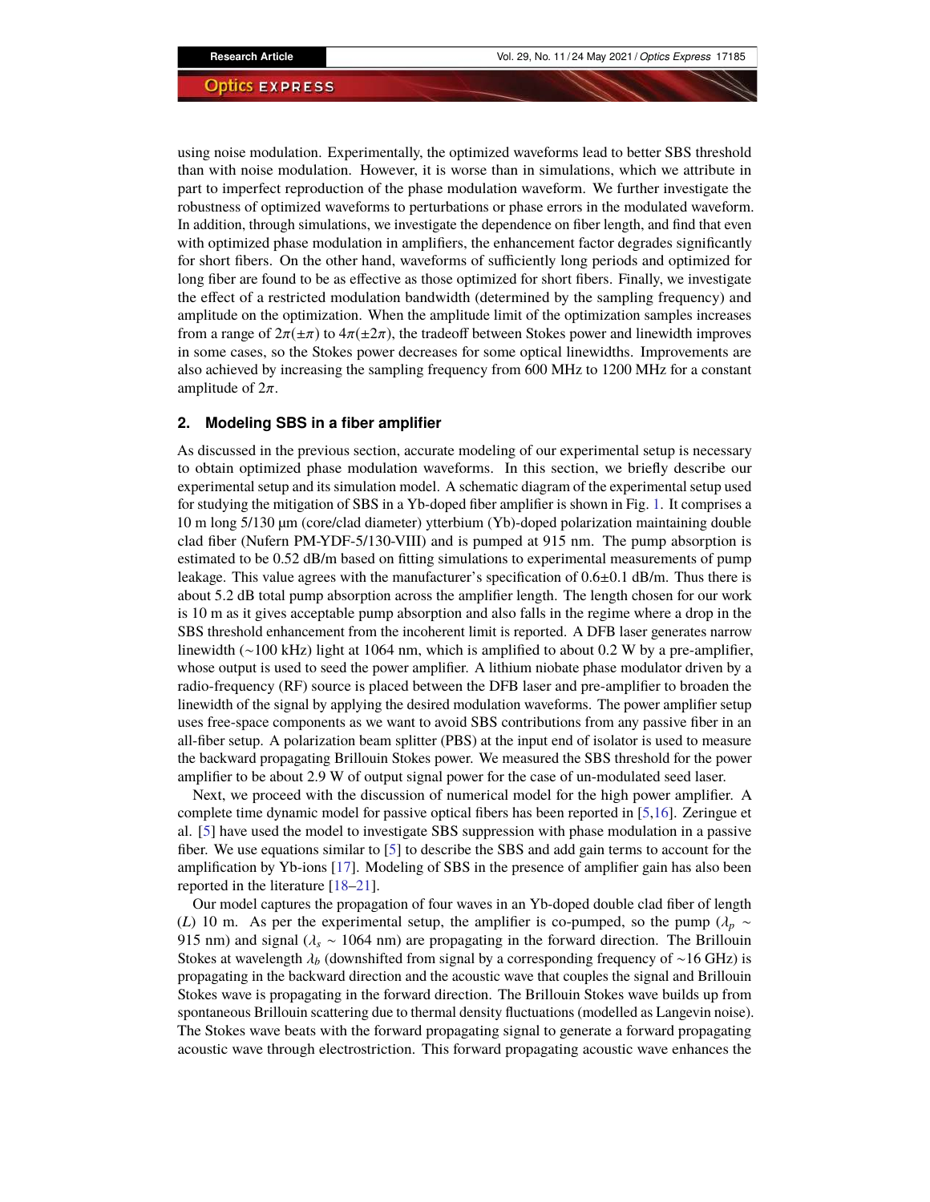using noise modulation. Experimentally, the optimized waveforms lead to better SBS threshold than with noise modulation. However, it is worse than in simulations, which we attribute in part to imperfect reproduction of the phase modulation waveform. We further investigate the robustness of optimized waveforms to perturbations or phase errors in the modulated waveform. In addition, through simulations, we investigate the dependence on fiber length, and find that even with optimized phase modulation in amplifiers, the enhancement factor degrades significantly for short fibers. On the other hand, waveforms of sufficiently long periods and optimized for long fiber are found to be as effective as those optimized for short fibers. Finally, we investigate the effect of a restricted modulation bandwidth (determined by the sampling frequency) and amplitude on the optimization. When the amplitude limit of the optimization samples increases from a range of $2\pi(\pm\pi)$ to $4\pi(\pm 2\pi)$, the tradeoff between Stokes power and linewidth improves in some cases, so the Stokes power decreases for some optical linewidths. Improvements are also achieved by increasing the sampling frequency from 600 MHz to 1200 MHz for a constant amplitude of $2\pi$.

## 2. Modeling SBS in a fiber amplifier

As discussed in the previous section, accurate modeling of our experimental setup is necessary to obtain optimized phase modulation waveforms. In this section, we briefly describe our experimental setup and its simulation model. A schematic diagram of the experimental setup used for studying the mitigation of SBS in a Yb-doped fiber amplifier is shown in Fig. 1. It comprises a 10 m long 5/130 µm (core/clad diameter) ytterbium (Yb)-doped polarization maintaining double clad fiber (Nufern PM-YDF-5/130-VIII) and is pumped at 915 nm. The pump absorption is estimated to be 0.52 dB/m based on fitting simulations to experimental measurements of pump leakage. This value agrees with the manufacturer's specification of 0.6±0.1 dB/m. Thus there is about 5.2 dB total pump absorption across the amplifier length. The length chosen for our work is 10 m as it gives acceptable pump absorption and also falls in the regime where a drop in the SBS threshold enhancement from the incoherent limit is reported. A DFB laser generates narrow linewidth (~100 kHz) light at 1064 nm, which is amplified to about 0.2 W by a pre-amplifier, whose output is used to seed the power amplifier. A lithium niobate phase modulator driven by a radio-frequency (RF) source is placed between the DFB laser and pre-amplifier to broaden the linewidth of the signal by applying the desired modulation waveforms. The power amplifier setup uses free-space components as we want to avoid SBS contributions from any passive fiber in an all-fiber setup. A polarization beam splitter (PBS) at the input end of isolator is used to measure the backward propagating Brillouin Stokes power. We measured the SBS threshold for the power amplifier to be about 2.9 W of output signal power for the case of un-modulated seed laser.

Next, we proceed with the discussion of numerical model for the high power amplifier. A complete time dynamic model for passive optical fibers has been reported in [5,16]. Zeringue et al. [5] have used the model to investigate SBS suppression with phase modulation in a passive fiber. We use equations similar to [5] to describe the SBS and add gain terms to account for the amplification by Yb-ions [17]. Modeling of SBS in the presence of amplifier gain has also been reported in the literature [18–21].

Our model captures the propagation of four waves in an Yb-doped double clad fiber of length ($L$) 10 m. As per the experimental setup, the amplifier is co-pumped, so the pump ($\lambda_p$ ~ 915 nm) and signal ($\lambda_s$ ~ 1064 nm) are propagating in the forward direction. The Brillouin Stokes at wavelength $\lambda_b$ (downshifted from signal by a corresponding frequency of ~16 GHz) is propagating in the backward direction and the acoustic wave that couples the signal and Brillouin Stokes wave is propagating in the forward direction. The Brillouin Stokes wave builds up from spontaneous Brillouin scattering due to thermal density fluctuations (modelled as Langevin noise). The Stokes wave beats with the forward propagating signal to generate a forward propagating acoustic wave through electrostriction. This forward propagating acoustic wave enhances the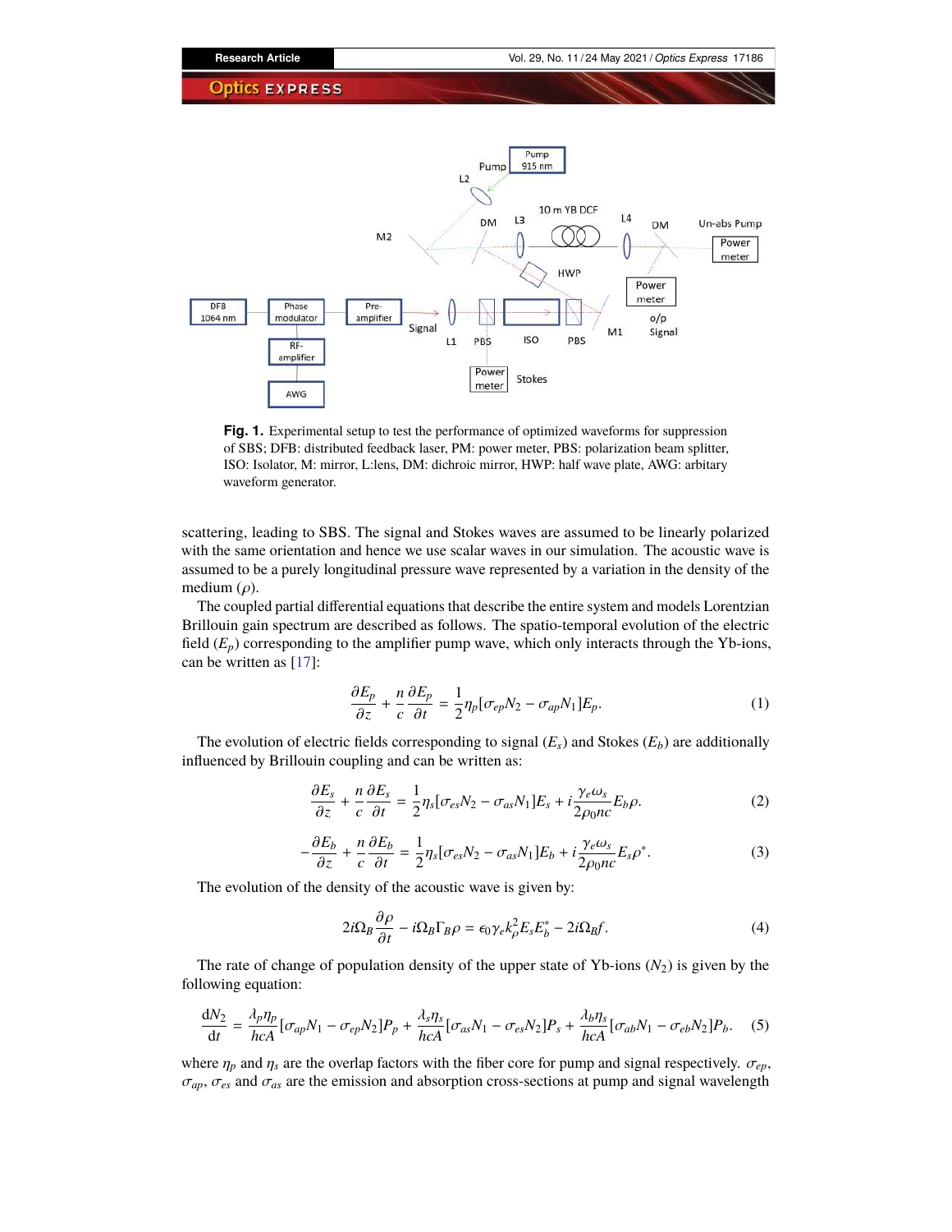**Fig. 1.** Experimental setup to test the performance of optimized waveforms for suppression of SBS; DFB: distributed feedback laser, PM: power meter, PBS: polarization beam splitter, ISO: Isolator, M: mirror, L:lens, DM: dichroic mirror, HWP: half wave plate, AWG: arbitary waveform generator.

scattering, leading to SBS. The signal and Stokes waves are assumed to be linearly polarized with the same orientation and hence we use scalar waves in our simulation. The acoustic wave is assumed to be a purely longitudinal pressure wave represented by a variation in the density of the medium ($\rho$).

The coupled partial differential equations that describe the entire system and models Lorentzian Brillouin gain spectrum are described as follows. The spatio-temporal evolution of the electric field ($E_p$) corresponding to the amplifier pump wave, which only interacts through the Yb-ions, can be written as [17]:

$$\frac{\partial E_p}{\partial z} + \frac{n}{c}\frac{\partial E_p}{\partial t} = \frac{1}{2}\eta_p[\sigma_{ep}N_2 - \sigma_{ap}N_1]E_p. \tag{1}$$

The evolution of electric fields corresponding to signal ($E_s$) and Stokes ($E_b$) are additionally influenced by Brillouin coupling and can be written as:

$$\frac{\partial E_s}{\partial z} + \frac{n}{c}\frac{\partial E_s}{\partial t} = \frac{1}{2}\eta_s[\sigma_{es}N_2 - \sigma_{as}N_1]E_s + i\frac{\gamma_e\omega_s}{2\rho_0 nc}E_b\rho. \tag{2}$$

$$-\frac{\partial E_b}{\partial z} + \frac{n}{c}\frac{\partial E_b}{\partial t} = \frac{1}{2}\eta_s[\sigma_{es}N_2 - \sigma_{as}N_1]E_b + i\frac{\gamma_e\omega_s}{2\rho_0 nc}E_s\rho^*. \tag{3}$$

The evolution of the density of the acoustic wave is given by:

$$2i\Omega_B\frac{\partial \rho}{\partial t} - i\Omega_B\Gamma_B\rho = \epsilon_0\gamma_e k_\rho^2 E_s E_b^* - 2i\Omega_B f. \tag{4}$$

The rate of change of population density of the upper state of Yb-ions ($N_2$) is given by the following equation:

$$\frac{\mathrm{d}N_2}{\mathrm{d}t} = \frac{\lambda_p\eta_p}{hcA}[\sigma_{ap}N_1 - \sigma_{ep}N_2]P_p + \frac{\lambda_s\eta_s}{hcA}[\sigma_{as}N_1 - \sigma_{es}N_2]P_s + \frac{\lambda_b\eta_s}{hcA}[\sigma_{ab}N_1 - \sigma_{eb}N_2]P_b. \tag{5}$$

where $\eta_p$ and $\eta_s$ are the overlap factors with the fiber core for pump and signal respectively. $\sigma_{ep}$, $\sigma_{ap}$, $\sigma_{es}$ and $\sigma_{as}$ are the emission and absorption cross-sections at pump and signal wavelength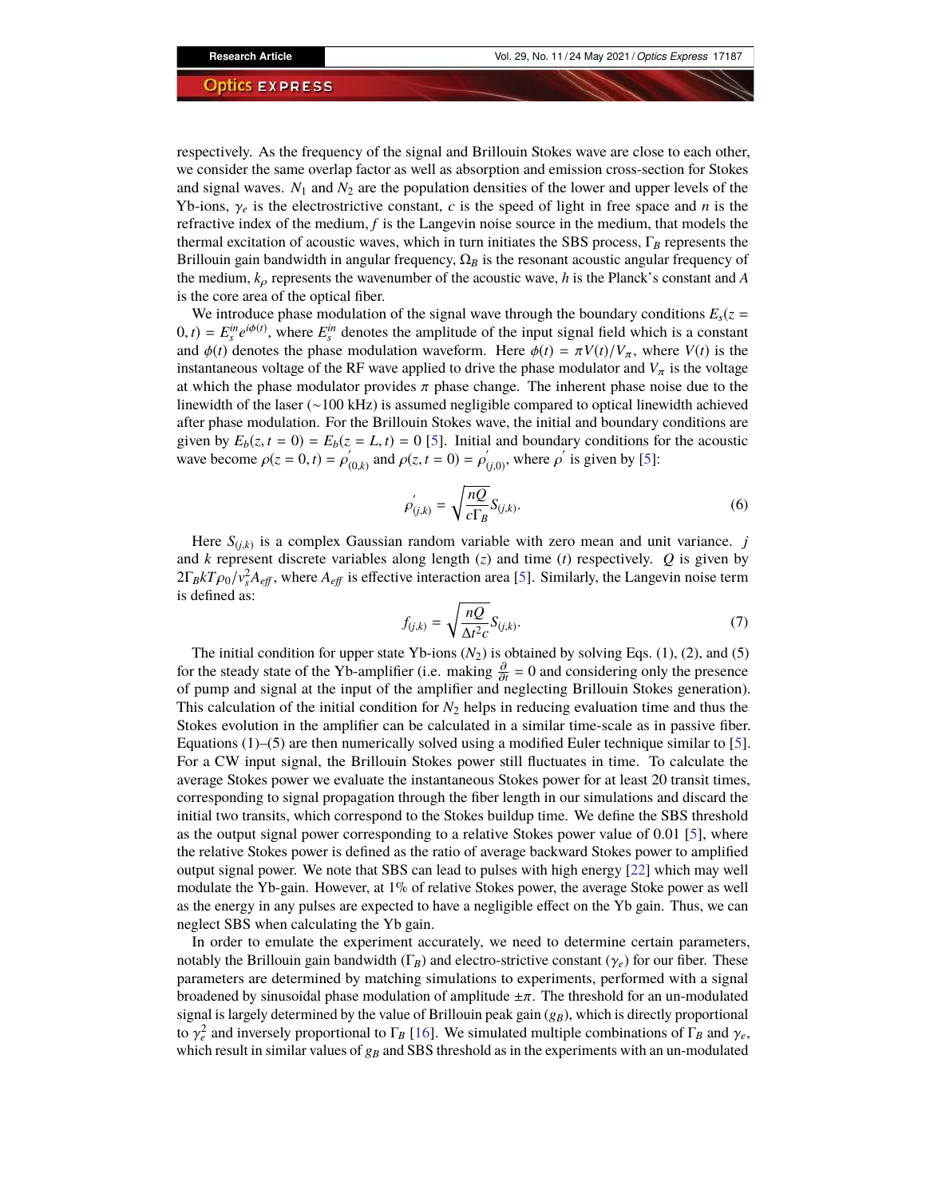respectively. As the frequency of the signal and Brillouin Stokes wave are close to each other, we consider the same overlap factor as well as absorption and emission cross-section for Stokes and signal waves. $N_1$ and $N_2$ are the population densities of the lower and upper levels of the Yb-ions, $\gamma_e$ is the electrostrictive constant, $c$ is the speed of light in free space and $n$ is the refractive index of the medium, $f$ is the Langevin noise source in the medium, that models the thermal excitation of acoustic waves, which in turn initiates the SBS process, $\Gamma_B$ represents the Brillouin gain bandwidth in angular frequency, $\Omega_B$ is the resonant acoustic angular frequency of the medium, $k_\rho$ represents the wavenumber of the acoustic wave, $h$ is the Planck's constant and $A$ is the core area of the optical fiber.

We introduce phase modulation of the signal wave through the boundary conditions $E_s(z = 0, t) = E_s^{in} e^{i\phi(t)}$, where $E_s^{in}$ denotes the amplitude of the input signal field which is a constant and $\phi(t)$ denotes the phase modulation waveform. Here $\phi(t) = \pi V(t)/V_\pi$, where $V(t)$ is the instantaneous voltage of the RF wave applied to drive the phase modulator and $V_\pi$ is the voltage at which the phase modulator provides $\pi$ phase change. The inherent phase noise due to the linewidth of the laser (~100 kHz) is assumed negligible compared to optical linewidth achieved after phase modulation. For the Brillouin Stokes wave, the initial and boundary conditions are given by $E_b(z, t = 0) = E_b(z = L, t) = 0$ [5]. Initial and boundary conditions for the acoustic wave become $\rho(z = 0, t) = \rho'_{(0,k)}$ and $\rho(z, t = 0) = \rho'_{(j,0)}$, where $\rho'$ is given by [5]:

$$\rho'_{(j,k)} = \sqrt{\frac{nQ}{c\Gamma_B}} S_{(j,k)}. \tag{6}$$

Here $S_{(j,k)}$ is a complex Gaussian random variable with zero mean and unit variance. $j$ and $k$ represent discrete variables along length ($z$) and time ($t$) respectively. $Q$ is given by $2\Gamma_B kT\rho_0/v_s^2 A_{eff}$, where $A_{eff}$ is effective interaction area [5]. Similarly, the Langevin noise term is defined as:

$$f_{(j,k)} = \sqrt{\frac{nQ}{\Delta t^2 c}} S_{(j,k)}. \tag{7}$$

The initial condition for upper state Yb-ions ($N_2$) is obtained by solving Eqs. (1), (2), and (5) for the steady state of the Yb-amplifier (i.e. making $\frac{\partial}{\partial t} = 0$ and considering only the presence of pump and signal at the input of the amplifier and neglecting Brillouin Stokes generation). This calculation of the initial condition for $N_2$ helps in reducing evaluation time and thus the Stokes evolution in the amplifier can be calculated in a similar time-scale as in passive fiber. Equations (1)–(5) are then numerically solved using a modified Euler technique similar to [5]. For a CW input signal, the Brillouin Stokes power still fluctuates in time. To calculate the average Stokes power we evaluate the instantaneous Stokes power for at least 20 transit times, corresponding to signal propagation through the fiber length in our simulations and discard the initial two transits, which correspond to the Stokes buildup time. We define the SBS threshold as the output signal power corresponding to a relative Stokes power value of 0.01 [5], where the relative Stokes power is defined as the ratio of average backward Stokes power to amplified output signal power. We note that SBS can lead to pulses with high energy [22] which may well modulate the Yb-gain. However, at 1% of relative Stokes power, the average Stoke power as well as the energy in any pulses are expected to have a negligible effect on the Yb gain. Thus, we can neglect SBS when calculating the Yb gain.

In order to emulate the experiment accurately, we need to determine certain parameters, notably the Brillouin gain bandwidth ($\Gamma_B$) and electro-strictive constant ($\gamma_e$) for our fiber. These parameters are determined by matching simulations to experiments, performed with a signal broadened by sinusoidal phase modulation of amplitude $\pm\pi$. The threshold for an un-modulated signal is largely determined by the value of Brillouin peak gain ($g_B$), which is directly proportional to $\gamma_e^2$ and inversely proportional to $\Gamma_B$ [16]. We simulated multiple combinations of $\Gamma_B$ and $\gamma_e$, which result in similar values of $g_B$ and SBS threshold as in the experiments with an un-modulated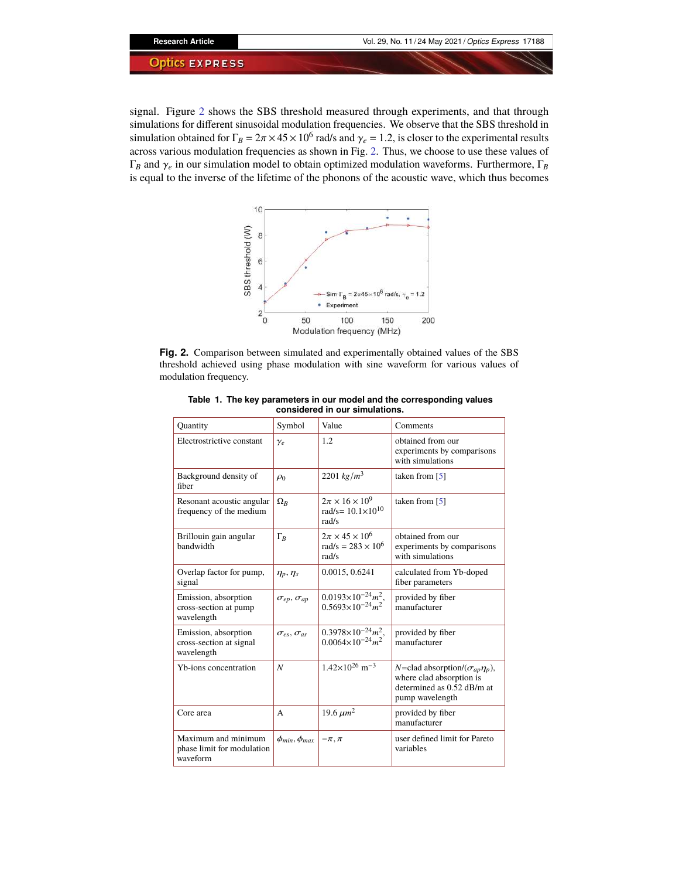signal. Figure 2 shows the SBS threshold measured through experiments, and that through simulations for different sinusoidal modulation frequencies. We observe that the SBS threshold in simulation obtained for $\Gamma_B = 2\pi \times 45 \times 10^6$ rad/s and $\gamma_e = 1.2$, is closer to the experimental results across various modulation frequencies as shown in Fig. 2. Thus, we choose to use these values of $\Gamma_B$ and $\gamma_e$ in our simulation model to obtain optimized modulation waveforms. Furthermore, $\Gamma_B$ is equal to the inverse of the lifetime of the phonons of the acoustic wave, which thus becomes

**Fig. 2.** Comparison between simulated and experimentally obtained values of the SBS threshold achieved using phase modulation with sine waveform for various values of modulation frequency.

**Table 1. The key parameters in our model and the corresponding values considered in our simulations.**

| Quantity | Symbol | Value | Comments |
|---|---|---|---|
| Electrostrictive constant | $\gamma_e$ | 1.2 | obtained from our experiments by comparisons with simulations |
| Background density of fiber | $\rho_0$ | 2201 $kg/m^3$ | taken from [5] |
| Resonant acoustic angular frequency of the medium | $\Omega_B$ | $2\pi \times 16 \times 10^9$ rad/s= $10.1\times10^{10}$ rad/s | taken from [5] |
| Brillouin gain angular bandwidth | $\Gamma_B$ | $2\pi \times 45 \times 10^6$ rad/s = $283 \times 10^6$ rad/s | obtained from our experiments by comparisons with simulations |
| Overlap factor for pump, signal | $\eta_p$, $\eta_s$ | 0.0015, 0.6241 | calculated from Yb-doped fiber parameters |
| Emission, absorption cross-section at pump wavelength | $\sigma_{ep}$, $\sigma_{ap}$ | $0.0193\times10^{-24}m^2$, $0.5693\times10^{-24}m^2$ | provided by fiber manufacturer |
| Emission, absorption cross-section at signal wavelength | $\sigma_{es}$, $\sigma_{as}$ | $0.3978\times10^{-24}m^2$, $0.0064\times10^{-24}m^2$ | provided by fiber manufacturer |
| Yb-ions concentration | $N$ | $1.42\times10^{26}$ m$^{-3}$ | $N$=clad absorption/($\sigma_{ap}\eta_p$), where clad absorption is determined as 0.52 dB/m at pump wavelength |
| Core area | A | 19.6 $\mu m^2$ | provided by fiber manufacturer |
| Maximum and minimum phase limit for modulation waveform | $\phi_{min}$, $\phi_{max}$ | $-\pi$, $\pi$ | user defined limit for Pareto variables |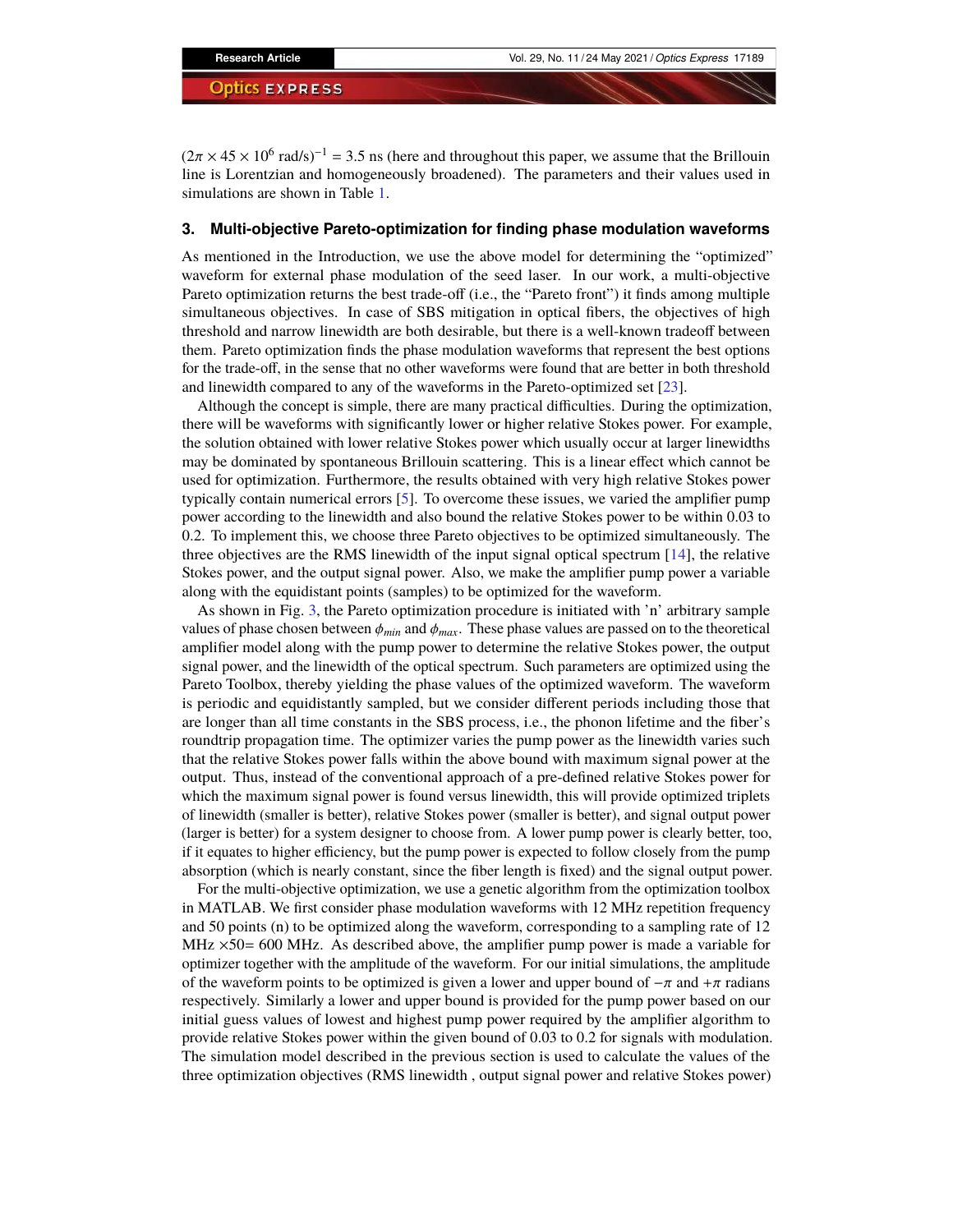$(2\pi \times 45 \times 10^6 \text{ rad/s})^{-1} = 3.5$ ns (here and throughout this paper, we assume that the Brillouin line is Lorentzian and homogeneously broadened). The parameters and their values used in simulations are shown in Table 1.

## 3. Multi-objective Pareto-optimization for finding phase modulation waveforms

As mentioned in the Introduction, we use the above model for determining the "optimized" waveform for external phase modulation of the seed laser. In our work, a multi-objective Pareto optimization returns the best trade-off (i.e., the "Pareto front") it finds among multiple simultaneous objectives. In case of SBS mitigation in optical fibers, the objectives of high threshold and narrow linewidth are both desirable, but there is a well-known tradeoff between them. Pareto optimization finds the phase modulation waveforms that represent the best options for the trade-off, in the sense that no other waveforms were found that are better in both threshold and linewidth compared to any of the waveforms in the Pareto-optimized set [23].

Although the concept is simple, there are many practical difficulties. During the optimization, there will be waveforms with significantly lower or higher relative Stokes power. For example, the solution obtained with lower relative Stokes power which usually occur at larger linewidths may be dominated by spontaneous Brillouin scattering. This is a linear effect which cannot be used for optimization. Furthermore, the results obtained with very high relative Stokes power typically contain numerical errors [5]. To overcome these issues, we varied the amplifier pump power according to the linewidth and also bound the relative Stokes power to be within 0.03 to 0.2. To implement this, we choose three Pareto objectives to be optimized simultaneously. The three objectives are the RMS linewidth of the input signal optical spectrum [14], the relative Stokes power, and the output signal power. Also, we make the amplifier pump power a variable along with the equidistant points (samples) to be optimized for the waveform.

As shown in Fig. 3, the Pareto optimization procedure is initiated with 'n' arbitrary sample values of phase chosen between $\phi_{min}$ and $\phi_{max}$. These phase values are passed on to the theoretical amplifier model along with the pump power to determine the relative Stokes power, the output signal power, and the linewidth of the optical spectrum. Such parameters are optimized using the Pareto Toolbox, thereby yielding the phase values of the optimized waveform. The waveform is periodic and equidistantly sampled, but we consider different periods including those that are longer than all time constants in the SBS process, i.e., the phonon lifetime and the fiber's roundtrip propagation time. The optimizer varies the pump power as the linewidth varies such that the relative Stokes power falls within the above bound with maximum signal power at the output. Thus, instead of the conventional approach of a pre-defined relative Stokes power for which the maximum signal power is found versus linewidth, this will provide optimized triplets of linewidth (smaller is better), relative Stokes power (smaller is better), and signal output power (larger is better) for a system designer to choose from. A lower pump power is clearly better, too, if it equates to higher efficiency, but the pump power is expected to follow closely from the pump absorption (which is nearly constant, since the fiber length is fixed) and the signal output power.

For the multi-objective optimization, we use a genetic algorithm from the optimization toolbox in MATLAB. We first consider phase modulation waveforms with 12 MHz repetition frequency and 50 points (n) to be optimized along the waveform, corresponding to a sampling rate of 12 MHz $\times$50= 600 MHz. As described above, the amplifier pump power is made a variable for optimizer together with the amplitude of the waveform. For our initial simulations, the amplitude of the waveform points to be optimized is given a lower and upper bound of $-\pi$ and $+\pi$ radians respectively. Similarly a lower and upper bound is provided for the pump power based on our initial guess values of lowest and highest pump power required by the amplifier algorithm to provide relative Stokes power within the given bound of 0.03 to 0.2 for signals with modulation. The simulation model described in the previous section is used to calculate the values of the three optimization objectives (RMS linewidth , output signal power and relative Stokes power)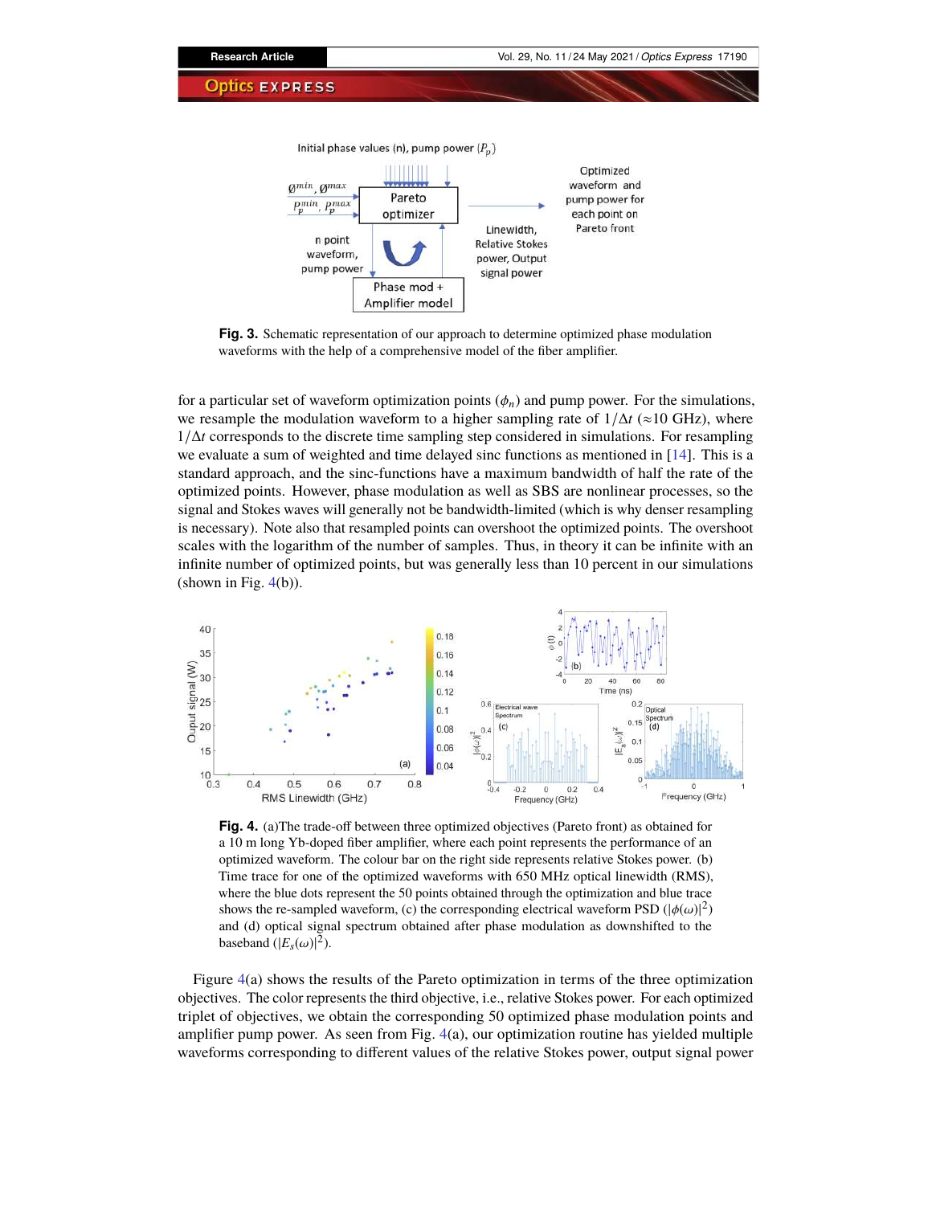**Fig. 3.** Schematic representation of our approach to determine optimized phase modulation waveforms with the help of a comprehensive model of the fiber amplifier.

for a particular set of waveform optimization points ($\phi_n$) and pump power. For the simulations, we resample the modulation waveform to a higher sampling rate of $1/\Delta t$ ($\approx$10 GHz), where $1/\Delta t$ corresponds to the discrete time sampling step considered in simulations. For resampling we evaluate a sum of weighted and time delayed sinc functions as mentioned in [14]. This is a standard approach, and the sinc-functions have a maximum bandwidth of half the rate of the optimized points. However, phase modulation as well as SBS are nonlinear processes, so the signal and Stokes waves will generally not be bandwidth-limited (which is why denser resampling is necessary). Note also that resampled points can overshoot the optimized points. The overshoot scales with the logarithm of the number of samples. Thus, in theory it can be infinite with an infinite number of optimized points, but was generally less than 10 percent in our simulations (shown in Fig. 4(b)).

**Fig. 4.** (a)The trade-off between three optimized objectives (Pareto front) as obtained for a 10 m long Yb-doped fiber amplifier, where each point represents the performance of an optimized waveform. The colour bar on the right side represents relative Stokes power. (b) Time trace for one of the optimized waveforms with 650 MHz optical linewidth (RMS), where the blue dots represent the 50 points obtained through the optimization and blue trace shows the re-sampled waveform, (c) the corresponding electrical waveform PSD ($|\phi(\omega)|^2$) and (d) optical signal spectrum obtained after phase modulation as downshifted to the baseband ($|E_s(\omega)|^2$).

Figure 4(a) shows the results of the Pareto optimization in terms of the three optimization objectives. The color represents the third objective, i.e., relative Stokes power. For each optimized triplet of objectives, we obtain the corresponding 50 optimized phase modulation points and amplifier pump power. As seen from Fig. 4(a), our optimization routine has yielded multiple waveforms corresponding to different values of the relative Stokes power, output signal power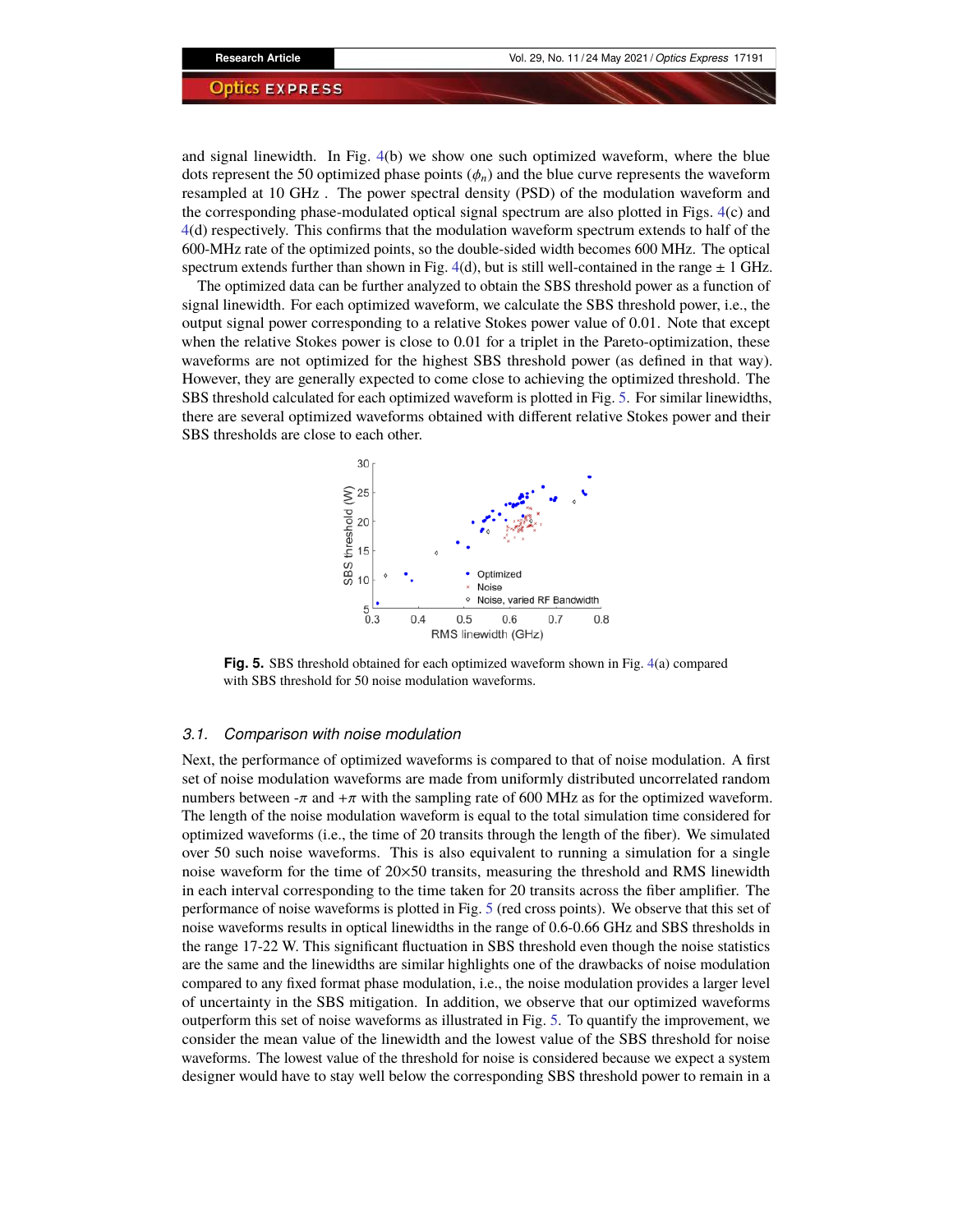and signal linewidth. In Fig. 4(b) we show one such optimized waveform, where the blue dots represent the 50 optimized phase points ($\phi_n$) and the blue curve represents the waveform resampled at 10 GHz . The power spectral density (PSD) of the modulation waveform and the corresponding phase-modulated optical signal spectrum are also plotted in Figs. 4(c) and 4(d) respectively. This confirms that the modulation waveform spectrum extends to half of the 600-MHz rate of the optimized points, so the double-sided width becomes 600 MHz. The optical spectrum extends further than shown in Fig. 4(d), but is still well-contained in the range $\pm$ 1 GHz.

The optimized data can be further analyzed to obtain the SBS threshold power as a function of signal linewidth. For each optimized waveform, we calculate the SBS threshold power, i.e., the output signal power corresponding to a relative Stokes power value of 0.01. Note that except when the relative Stokes power is close to 0.01 for a triplet in the Pareto-optimization, these waveforms are not optimized for the highest SBS threshold power (as defined in that way). However, they are generally expected to come close to achieving the optimized threshold. The SBS threshold calculated for each optimized waveform is plotted in Fig. 5. For similar linewidths, there are several optimized waveforms obtained with different relative Stokes power and their SBS thresholds are close to each other.

**Fig. 5.** SBS threshold obtained for each optimized waveform shown in Fig. 4(a) compared with SBS threshold for 50 noise modulation waveforms.

### 3.1. *Comparison with noise modulation*

Next, the performance of optimized waveforms is compared to that of noise modulation. A first set of noise modulation waveforms are made from uniformly distributed uncorrelated random numbers between $-\pi$ and $+\pi$ with the sampling rate of 600 MHz as for the optimized waveform. The length of the noise modulation waveform is equal to the total simulation time considered for optimized waveforms (i.e., the time of 20 transits through the length of the fiber). We simulated over 50 such noise waveforms. This is also equivalent to running a simulation for a single noise waveform for the time of 20×50 transits, measuring the threshold and RMS linewidth in each interval corresponding to the time taken for 20 transits across the fiber amplifier. The performance of noise waveforms is plotted in Fig. 5 (red cross points). We observe that this set of noise waveforms results in optical linewidths in the range of 0.6-0.66 GHz and SBS thresholds in the range 17-22 W. This significant fluctuation in SBS threshold even though the noise statistics are the same and the linewidths are similar highlights one of the drawbacks of noise modulation compared to any fixed format phase modulation, i.e., the noise modulation provides a larger level of uncertainty in the SBS mitigation. In addition, we observe that our optimized waveforms outperform this set of noise waveforms as illustrated in Fig. 5. To quantify the improvement, we consider the mean value of the linewidth and the lowest value of the SBS threshold for noise waveforms. The lowest value of the threshold for noise is considered because we expect a system designer would have to stay well below the corresponding SBS threshold power to remain in a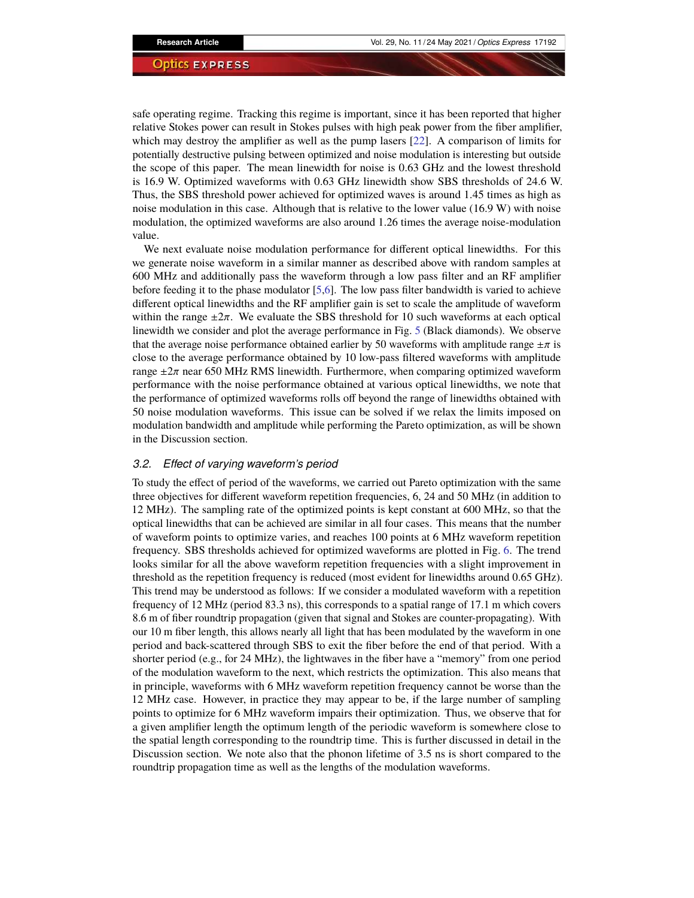safe operating regime. Tracking this regime is important, since it has been reported that higher relative Stokes power can result in Stokes pulses with high peak power from the fiber amplifier, which may destroy the amplifier as well as the pump lasers [22]. A comparison of limits for potentially destructive pulsing between optimized and noise modulation is interesting but outside the scope of this paper. The mean linewidth for noise is 0.63 GHz and the lowest threshold is 16.9 W. Optimized waveforms with 0.63 GHz linewidth show SBS thresholds of 24.6 W. Thus, the SBS threshold power achieved for optimized waves is around 1.45 times as high as noise modulation in this case. Although that is relative to the lower value (16.9 W) with noise modulation, the optimized waveforms are also around 1.26 times the average noise-modulation value.

We next evaluate noise modulation performance for different optical linewidths. For this we generate noise waveform in a similar manner as described above with random samples at 600 MHz and additionally pass the waveform through a low pass filter and an RF amplifier before feeding it to the phase modulator [5,6]. The low pass filter bandwidth is varied to achieve different optical linewidths and the RF amplifier gain is set to scale the amplitude of waveform within the range $\pm 2\pi$. We evaluate the SBS threshold for 10 such waveforms at each optical linewidth we consider and plot the average performance in Fig. 5 (Black diamonds). We observe that the average noise performance obtained earlier by 50 waveforms with amplitude range $\pm\pi$ is close to the average performance obtained by 10 low-pass filtered waveforms with amplitude range $\pm 2\pi$ near 650 MHz RMS linewidth. Furthermore, when comparing optimized waveform performance with the noise performance obtained at various optical linewidths, we note that the performance of optimized waveforms rolls off beyond the range of linewidths obtained with 50 noise modulation waveforms. This issue can be solved if we relax the limits imposed on modulation bandwidth and amplitude while performing the Pareto optimization, as will be shown in the Discussion section.

### *3.2. Effect of varying waveform's period*

To study the effect of period of the waveforms, we carried out Pareto optimization with the same three objectives for different waveform repetition frequencies, 6, 24 and 50 MHz (in addition to 12 MHz). The sampling rate of the optimized points is kept constant at 600 MHz, so that the optical linewidths that can be achieved are similar in all four cases. This means that the number of waveform points to optimize varies, and reaches 100 points at 6 MHz waveform repetition frequency. SBS thresholds achieved for optimized waveforms are plotted in Fig. 6. The trend looks similar for all the above waveform repetition frequencies with a slight improvement in threshold as the repetition frequency is reduced (most evident for linewidths around 0.65 GHz). This trend may be understood as follows: If we consider a modulated waveform with a repetition frequency of 12 MHz (period 83.3 ns), this corresponds to a spatial range of 17.1 m which covers 8.6 m of fiber roundtrip propagation (given that signal and Stokes are counter-propagating). With our 10 m fiber length, this allows nearly all light that has been modulated by the waveform in one period and back-scattered through SBS to exit the fiber before the end of that period. With a shorter period (e.g., for 24 MHz), the lightwaves in the fiber have a "memory" from one period of the modulation waveform to the next, which restricts the optimization. This also means that in principle, waveforms with 6 MHz waveform repetition frequency cannot be worse than the 12 MHz case. However, in practice they may appear to be, if the large number of sampling points to optimize for 6 MHz waveform impairs their optimization. Thus, we observe that for a given amplifier length the optimum length of the periodic waveform is somewhere close to the spatial length corresponding to the roundtrip time. This is further discussed in detail in the Discussion section. We note also that the phonon lifetime of 3.5 ns is short compared to the roundtrip propagation time as well as the lengths of the modulation waveforms.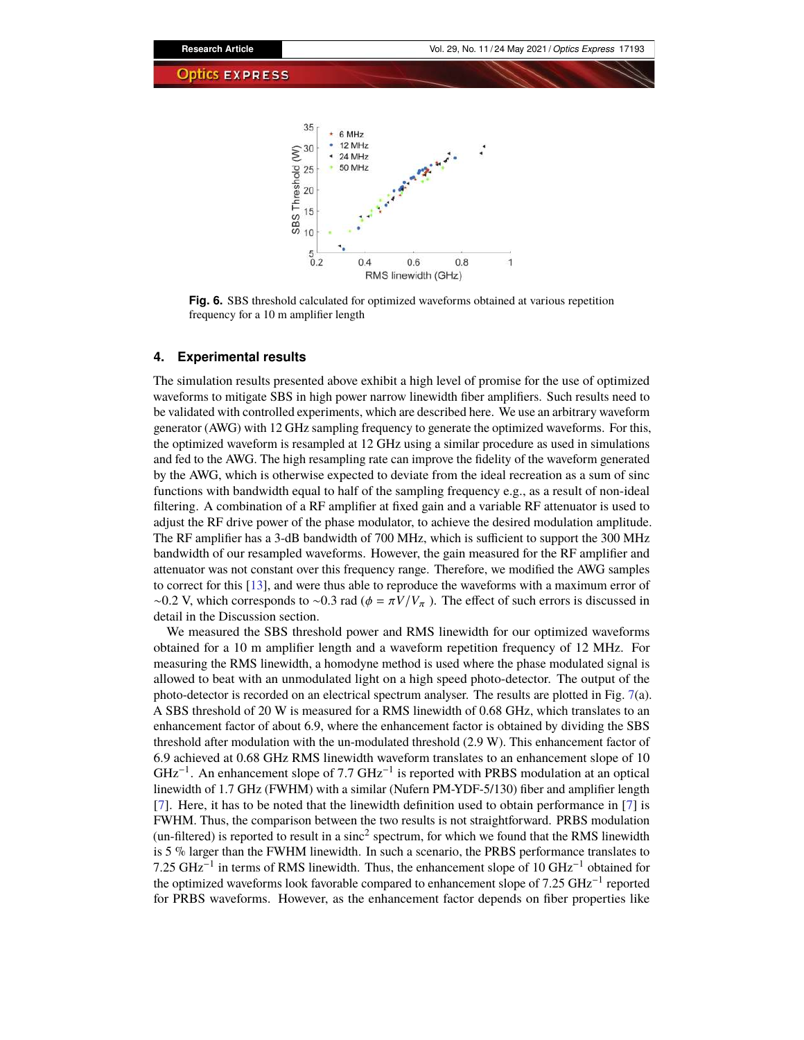**Fig. 6.** SBS threshold calculated for optimized waveforms obtained at various repetition frequency for a 10 m amplifier length

## 4. Experimental results

The simulation results presented above exhibit a high level of promise for the use of optimized waveforms to mitigate SBS in high power narrow linewidth fiber amplifiers. Such results need to be validated with controlled experiments, which are described here. We use an arbitrary waveform generator (AWG) with 12 GHz sampling frequency to generate the optimized waveforms. For this, the optimized waveform is resampled at 12 GHz using a similar procedure as used in simulations and fed to the AWG. The high resampling rate can improve the fidelity of the waveform generated by the AWG, which is otherwise expected to deviate from the ideal recreation as a sum of sinc functions with bandwidth equal to half of the sampling frequency e.g., as a result of non-ideal filtering. A combination of a RF amplifier at fixed gain and a variable RF attenuator is used to adjust the RF drive power of the phase modulator, to achieve the desired modulation amplitude. The RF amplifier has a 3-dB bandwidth of 700 MHz, which is sufficient to support the 300 MHz bandwidth of our resampled waveforms. However, the gain measured for the RF amplifier and attenuator was not constant over this frequency range. Therefore, we modified the AWG samples to correct for this [13], and were thus able to reproduce the waveforms with a maximum error of ~0.2 V, which corresponds to ~0.3 rad ($\phi = \pi V/V_{\pi}$ ). The effect of such errors is discussed in detail in the Discussion section.

We measured the SBS threshold power and RMS linewidth for our optimized waveforms obtained for a 10 m amplifier length and a waveform repetition frequency of 12 MHz. For measuring the RMS linewidth, a homodyne method is used where the phase modulated signal is allowed to beat with an unmodulated light on a high speed photo-detector. The output of the photo-detector is recorded on an electrical spectrum analyser. The results are plotted in Fig. 7(a). A SBS threshold of 20 W is measured for a RMS linewidth of 0.68 GHz, which translates to an enhancement factor of about 6.9, where the enhancement factor is obtained by dividing the SBS threshold after modulation with the un-modulated threshold (2.9 W). This enhancement factor of 6.9 achieved at 0.68 GHz RMS linewidth waveform translates to an enhancement slope of 10 $\text{GHz}^{-1}$. An enhancement slope of 7.7 $\text{GHz}^{-1}$ is reported with PRBS modulation at an optical linewidth of 1.7 GHz (FWHM) with a similar (Nufern PM-YDF-5/130) fiber and amplifier length [7]. Here, it has to be noted that the linewidth definition used to obtain performance in [7] is FWHM. Thus, the comparison between the two results is not straightforward. PRBS modulation (un-filtered) is reported to result in a $\text{sinc}^2$ spectrum, for which we found that the RMS linewidth is 5 % larger than the FWHM linewidth. In such a scenario, the PRBS performance translates to 7.25 $\text{GHz}^{-1}$ in terms of RMS linewidth. Thus, the enhancement slope of 10 $\text{GHz}^{-1}$ obtained for the optimized waveforms look favorable compared to enhancement slope of 7.25 $\text{GHz}^{-1}$ reported for PRBS waveforms. However, as the enhancement factor depends on fiber properties like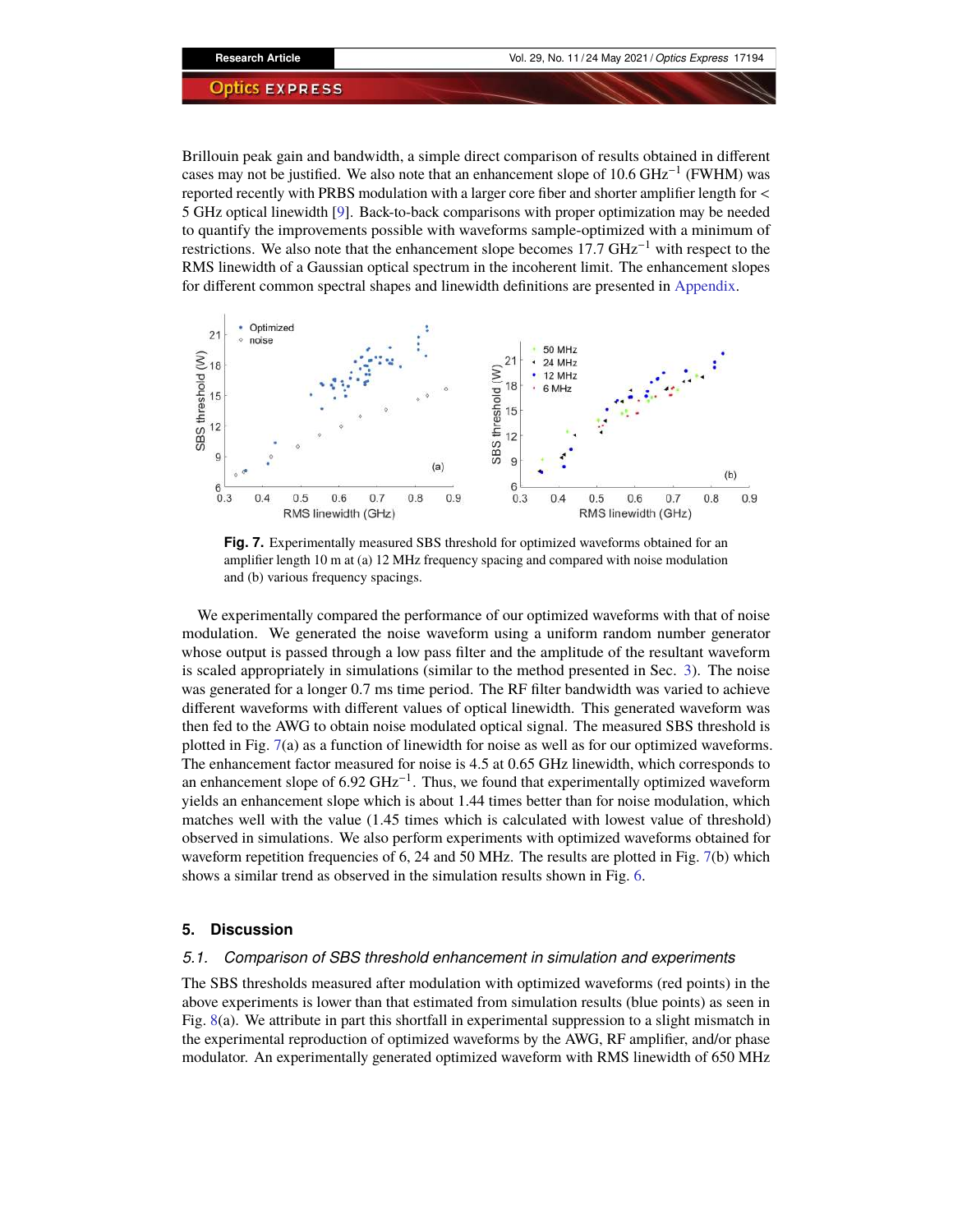Brillouin peak gain and bandwidth, a simple direct comparison of results obtained in different cases may not be justified. We also note that an enhancement slope of 10.6 $\mathrm{GHz}^{-1}$ (FWHM) was reported recently with PRBS modulation with a larger core fiber and shorter amplifier length for < 5 GHz optical linewidth [9]. Back-to-back comparisons with proper optimization may be needed to quantify the improvements possible with waveforms sample-optimized with a minimum of restrictions. We also note that the enhancement slope becomes 17.7 $\mathrm{GHz}^{-1}$ with respect to the RMS linewidth of a Gaussian optical spectrum in the incoherent limit. The enhancement slopes for different common spectral shapes and linewidth definitions are presented in Appendix.

**Fig. 7.** Experimentally measured SBS threshold for optimized waveforms obtained for an amplifier length 10 m at (a) 12 MHz frequency spacing and compared with noise modulation and (b) various frequency spacings.

We experimentally compared the performance of our optimized waveforms with that of noise modulation. We generated the noise waveform using a uniform random number generator whose output is passed through a low pass filter and the amplitude of the resultant waveform is scaled appropriately in simulations (similar to the method presented in Sec. 3). The noise was generated for a longer 0.7 ms time period. The RF filter bandwidth was varied to achieve different waveforms with different values of optical linewidth. This generated waveform was then fed to the AWG to obtain noise modulated optical signal. The measured SBS threshold is plotted in Fig. 7(a) as a function of linewidth for noise as well as for our optimized waveforms. The enhancement factor measured for noise is 4.5 at 0.65 GHz linewidth, which corresponds to an enhancement slope of 6.92 $\mathrm{GHz}^{-1}$. Thus, we found that experimentally optimized waveform yields an enhancement slope which is about 1.44 times better than for noise modulation, which matches well with the value (1.45 times which is calculated with lowest value of threshold) observed in simulations. We also perform experiments with optimized waveforms obtained for waveform repetition frequencies of 6, 24 and 50 MHz. The results are plotted in Fig. 7(b) which shows a similar trend as observed in the simulation results shown in Fig. 6.

## 5. Discussion

### *5.1. Comparison of SBS threshold enhancement in simulation and experiments*

The SBS thresholds measured after modulation with optimized waveforms (red points) in the above experiments is lower than that estimated from simulation results (blue points) as seen in Fig. 8(a). We attribute in part this shortfall in experimental suppression to a slight mismatch in the experimental reproduction of optimized waveforms by the AWG, RF amplifier, and/or phase modulator. An experimentally generated optimized waveform with RMS linewidth of 650 MHz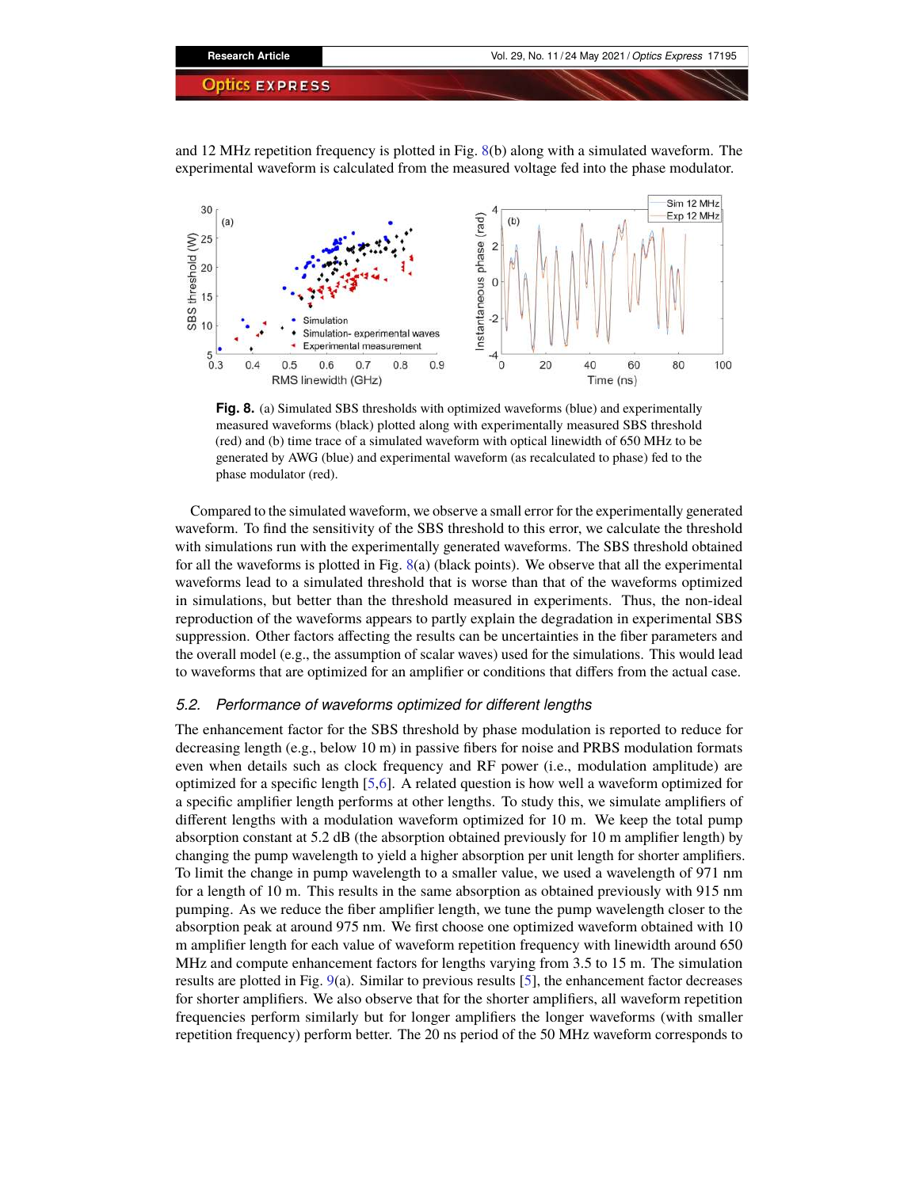and 12 MHz repetition frequency is plotted in Fig. 8(b) along with a simulated waveform. The experimental waveform is calculated from the measured voltage fed into the phase modulator.

**Fig. 8.** (a) Simulated SBS thresholds with optimized waveforms (blue) and experimentally measured waveforms (black) plotted along with experimentally measured SBS threshold (red) and (b) time trace of a simulated waveform with optical linewidth of 650 MHz to be generated by AWG (blue) and experimental waveform (as recalculated to phase) fed to the phase modulator (red).

Compared to the simulated waveform, we observe a small error for the experimentally generated waveform. To find the sensitivity of the SBS threshold to this error, we calculate the threshold with simulations run with the experimentally generated waveforms. The SBS threshold obtained for all the waveforms is plotted in Fig. 8(a) (black points). We observe that all the experimental waveforms lead to a simulated threshold that is worse than that of the waveforms optimized in simulations, but better than the threshold measured in experiments. Thus, the non-ideal reproduction of the waveforms appears to partly explain the degradation in experimental SBS suppression. Other factors affecting the results can be uncertainties in the fiber parameters and the overall model (e.g., the assumption of scalar waves) used for the simulations. This would lead to waveforms that are optimized for an amplifier or conditions that differs from the actual case.

### 5.2. Performance of waveforms optimized for different lengths

The enhancement factor for the SBS threshold by phase modulation is reported to reduce for decreasing length (e.g., below 10 m) in passive fibers for noise and PRBS modulation formats even when details such as clock frequency and RF power (i.e., modulation amplitude) are optimized for a specific length [5,6]. A related question is how well a waveform optimized for a specific amplifier length performs at other lengths. To study this, we simulate amplifiers of different lengths with a modulation waveform optimized for 10 m. We keep the total pump absorption constant at 5.2 dB (the absorption obtained previously for 10 m amplifier length) by changing the pump wavelength to yield a higher absorption per unit length for shorter amplifiers. To limit the change in pump wavelength to a smaller value, we used a wavelength of 971 nm for a length of 10 m. This results in the same absorption as obtained previously with 915 nm pumping. As we reduce the fiber amplifier length, we tune the pump wavelength closer to the absorption peak at around 975 nm. We first choose one optimized waveform obtained with 10 m amplifier length for each value of waveform repetition frequency with linewidth around 650 MHz and compute enhancement factors for lengths varying from 3.5 to 15 m. The simulation results are plotted in Fig. 9(a). Similar to previous results [5], the enhancement factor decreases for shorter amplifiers. We also observe that for the shorter amplifiers, all waveform repetition frequencies perform similarly but for longer amplifiers the longer waveforms (with smaller repetition frequency) perform better. The 20 ns period of the 50 MHz waveform corresponds to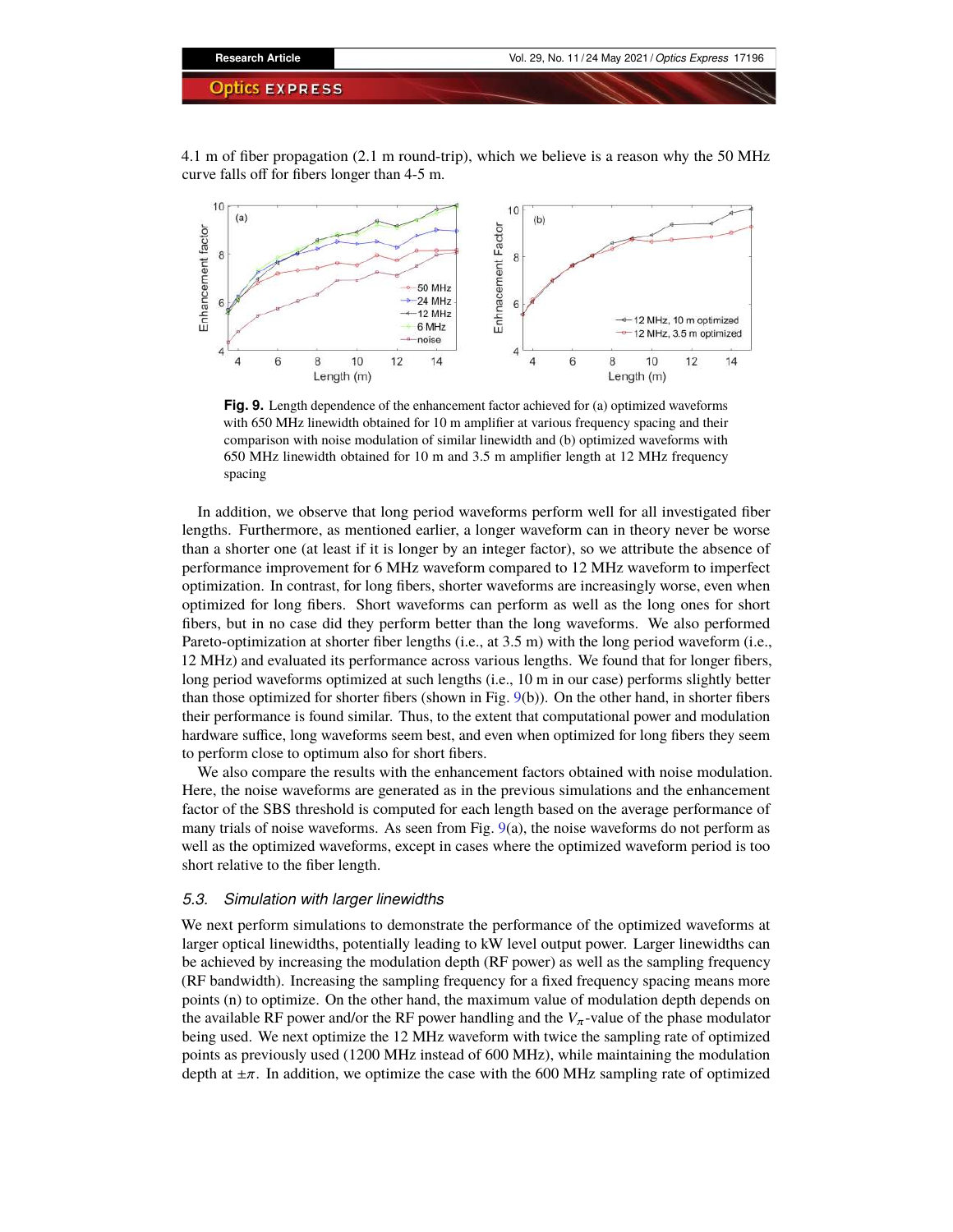4.1 m of fiber propagation (2.1 m round-trip), which we believe is a reason why the 50 MHz curve falls off for fibers longer than 4-5 m.

**Fig. 9.** Length dependence of the enhancement factor achieved for (a) optimized waveforms with 650 MHz linewidth obtained for 10 m amplifier at various frequency spacing and their comparison with noise modulation of similar linewidth and (b) optimized waveforms with 650 MHz linewidth obtained for 10 m and 3.5 m amplifier length at 12 MHz frequency spacing

In addition, we observe that long period waveforms perform well for all investigated fiber lengths. Furthermore, as mentioned earlier, a longer waveform can in theory never be worse than a shorter one (at least if it is longer by an integer factor), so we attribute the absence of performance improvement for 6 MHz waveform compared to 12 MHz waveform to imperfect optimization. In contrast, for long fibers, shorter waveforms are increasingly worse, even when optimized for long fibers. Short waveforms can perform as well as the long ones for short fibers, but in no case did they perform better than the long waveforms. We also performed Pareto-optimization at shorter fiber lengths (i.e., at 3.5 m) with the long period waveform (i.e., 12 MHz) and evaluated its performance across various lengths. We found that for longer fibers, long period waveforms optimized at such lengths (i.e., 10 m in our case) performs slightly better than those optimized for shorter fibers (shown in Fig. 9(b)). On the other hand, in shorter fibers their performance is found similar. Thus, to the extent that computational power and modulation hardware suffice, long waveforms seem best, and even when optimized for long fibers they seem to perform close to optimum also for short fibers.

We also compare the results with the enhancement factors obtained with noise modulation. Here, the noise waveforms are generated as in the previous simulations and the enhancement factor of the SBS threshold is computed for each length based on the average performance of many trials of noise waveforms. As seen from Fig. 9(a), the noise waveforms do not perform as well as the optimized waveforms, except in cases where the optimized waveform period is too short relative to the fiber length.

### *5.3. Simulation with larger linewidths*

We next perform simulations to demonstrate the performance of the optimized waveforms at larger optical linewidths, potentially leading to kW level output power. Larger linewidths can be achieved by increasing the modulation depth (RF power) as well as the sampling frequency (RF bandwidth). Increasing the sampling frequency for a fixed frequency spacing means more points (n) to optimize. On the other hand, the maximum value of modulation depth depends on the available RF power and/or the RF power handling and the $V_{\pi}$-value of the phase modulator being used. We next optimize the 12 MHz waveform with twice the sampling rate of optimized points as previously used (1200 MHz instead of 600 MHz), while maintaining the modulation depth at $\pm\pi$. In addition, we optimize the case with the 600 MHz sampling rate of optimized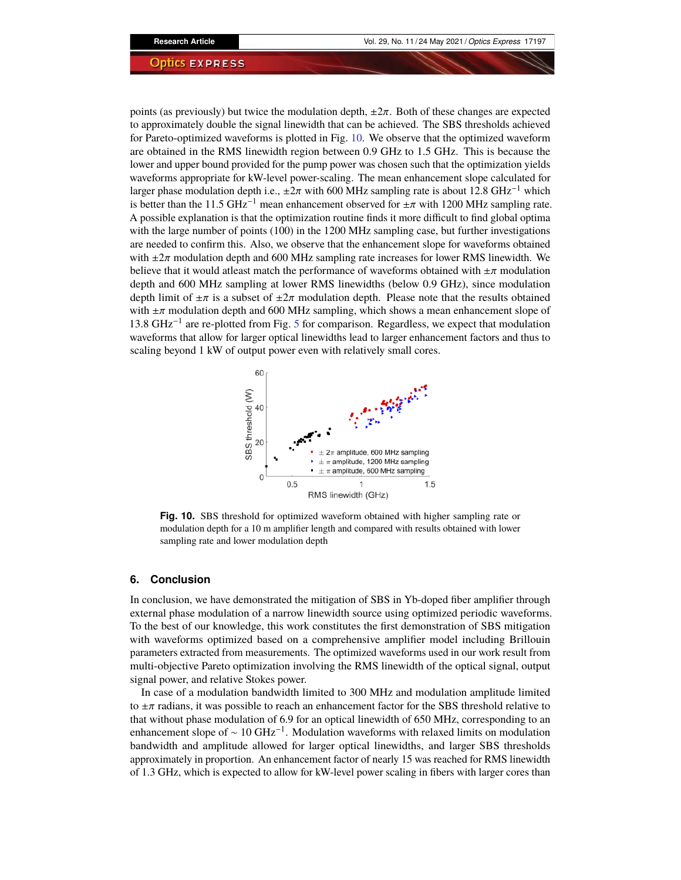points (as previously) but twice the modulation depth, $\pm 2\pi$. Both of these changes are expected to approximately double the signal linewidth that can be achieved. The SBS thresholds achieved for Pareto-optimized waveforms is plotted in Fig. 10. We observe that the optimized waveform are obtained in the RMS linewidth region between 0.9 GHz to 1.5 GHz. This is because the lower and upper bound provided for the pump power was chosen such that the optimization yields waveforms appropriate for kW-level power-scaling. The mean enhancement slope calculated for larger phase modulation depth i.e., $\pm 2\pi$ with 600 MHz sampling rate is about 12.8 GHz$^{-1}$ which is better than the 11.5 GHz$^{-1}$ mean enhancement observed for $\pm\pi$ with 1200 MHz sampling rate. A possible explanation is that the optimization routine finds it more difficult to find global optima with the large number of points (100) in the 1200 MHz sampling case, but further investigations are needed to confirm this. Also, we observe that the enhancement slope for waveforms obtained with $\pm 2\pi$ modulation depth and 600 MHz sampling rate increases for lower RMS linewidth. We believe that it would atleast match the performance of waveforms obtained with $\pm\pi$ modulation depth and 600 MHz sampling at lower RMS linewidths (below 0.9 GHz), since modulation depth limit of $\pm\pi$ is a subset of $\pm 2\pi$ modulation depth. Please note that the results obtained with $\pm\pi$ modulation depth and 600 MHz sampling, which shows a mean enhancement slope of 13.8 GHz$^{-1}$ are re-plotted from Fig. 5 for comparison. Regardless, we expect that modulation waveforms that allow for larger optical linewidths lead to larger enhancement factors and thus to scaling beyond 1 kW of output power even with relatively small cores.

**Fig. 10.** SBS threshold for optimized waveform obtained with higher sampling rate or modulation depth for a 10 m amplifier length and compared with results obtained with lower sampling rate and lower modulation depth

## 6. Conclusion

In conclusion, we have demonstrated the mitigation of SBS in Yb-doped fiber amplifier through external phase modulation of a narrow linewidth source using optimized periodic waveforms. To the best of our knowledge, this work constitutes the first demonstration of SBS mitigation with waveforms optimized based on a comprehensive amplifier model including Brillouin parameters extracted from measurements. The optimized waveforms used in our work result from multi-objective Pareto optimization involving the RMS linewidth of the optical signal, output signal power, and relative Stokes power.

In case of a modulation bandwidth limited to 300 MHz and modulation amplitude limited to $\pm\pi$ radians, it was possible to reach an enhancement factor for the SBS threshold relative to that without phase modulation of 6.9 for an optical linewidth of 650 MHz, corresponding to an enhancement slope of $\sim$ 10 GHz$^{-1}$. Modulation waveforms with relaxed limits on modulation bandwidth and amplitude allowed for larger optical linewidths, and larger SBS thresholds approximately in proportion. An enhancement factor of nearly 15 was reached for RMS linewidth of 1.3 GHz, which is expected to allow for kW-level power scaling in fibers with larger cores than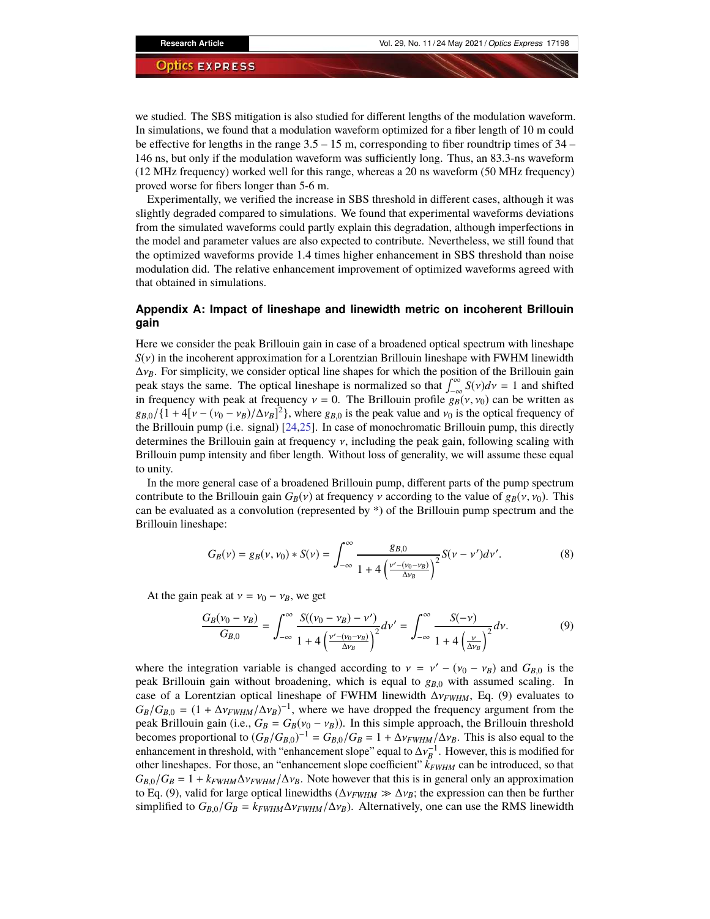we studied. The SBS mitigation is also studied for different lengths of the modulation waveform. In simulations, we found that a modulation waveform optimized for a fiber length of 10 m could be effective for lengths in the range 3.5 – 15 m, corresponding to fiber roundtrip times of 34 – 146 ns, but only if the modulation waveform was sufficiently long. Thus, an 83.3-ns waveform (12 MHz frequency) worked well for this range, whereas a 20 ns waveform (50 MHz frequency) proved worse for fibers longer than 5-6 m.

Experimentally, we verified the increase in SBS threshold in different cases, although it was slightly degraded compared to simulations. We found that experimental waveforms deviations from the simulated waveforms could partly explain this degradation, although imperfections in the model and parameter values are also expected to contribute. Nevertheless, we still found that the optimized waveforms provide 1.4 times higher enhancement in SBS threshold than noise modulation did. The relative enhancement improvement of optimized waveforms agreed with that obtained in simulations.

## Appendix A: Impact of lineshape and linewidth metric on incoherent Brillouin gain

Here we consider the peak Brillouin gain in case of a broadened optical spectrum with lineshape $S(\nu)$ in the incoherent approximation for a Lorentzian Brillouin lineshape with FWHM linewidth $\Delta\nu_B$. For simplicity, we consider optical line shapes for which the position of the Brillouin gain peak stays the same. The optical lineshape is normalized so that $\int_{-\infty}^{\infty} S(\nu)d\nu = 1$ and shifted in frequency with peak at frequency $\nu = 0$. The Brillouin profile $g_B(\nu, \nu_0)$ can be written as $g_{B,0}/\{1 + 4[\nu - (\nu_0 - \nu_B)/\Delta\nu_B]^2\}$, where $g_{B,0}$ is the peak value and $\nu_0$ is the optical frequency of the Brillouin pump (i.e. signal) [24,25]. In case of monochromatic Brillouin pump, this directly determines the Brillouin gain at frequency $\nu$, including the peak gain, following scaling with Brillouin pump intensity and fiber length. Without loss of generality, we will assume these equal to unity.

In the more general case of a broadened Brillouin pump, different parts of the pump spectrum contribute to the Brillouin gain $G_B(\nu)$ at frequency $\nu$ according to the value of $g_B(\nu, \nu_0)$. This can be evaluated as a convolution (represented by *) of the Brillouin pump spectrum and the Brillouin lineshape:

$$G_B(\nu) = g_B(\nu, \nu_0) * S(\nu) = \int_{-\infty}^{\infty} \frac{g_{B,0}}{1 + 4\left(\frac{\nu' - (\nu_0 - \nu_B)}{\Delta\nu_B}\right)^2} S(\nu - \nu')d\nu'. \tag{8}$$

At the gain peak at $\nu = \nu_0 - \nu_B$, we get

$$\frac{G_B(\nu_0 - \nu_B)}{G_{B,0}} = \int_{-\infty}^{\infty} \frac{S((\nu_0 - \nu_B) - \nu')}{1 + 4\left(\frac{\nu' - (\nu_0 - \nu_B)}{\Delta\nu_B}\right)^2} d\nu' = \int_{-\infty}^{\infty} \frac{S(-\nu)}{1 + 4\left(\frac{\nu}{\Delta\nu_B}\right)^2} d\nu. \tag{9}$$

where the integration variable is changed according to $\nu = \nu' - (\nu_0 - \nu_B)$ and $G_{B,0}$ is the peak Brillouin gain without broadening, which is equal to $g_{B,0}$ with assumed scaling. In case of a Lorentzian optical lineshape of FWHM linewidth $\Delta\nu_{FWHM}$, Eq. (9) evaluates to $G_B/G_{B,0} = (1 + \Delta\nu_{FWHM}/\Delta\nu_B)^{-1}$, where we have dropped the frequency argument from the peak Brillouin gain (i.e., $G_B = G_B(\nu_0 - \nu_B)$). In this simple approach, the Brillouin threshold becomes proportional to $(G_B/G_{B,0})^{-1} = G_{B,0}/G_B = 1 + \Delta\nu_{FWHM}/\Delta\nu_B$. This is also equal to the enhancement in threshold, with "enhancement slope" equal to $\Delta\nu_B^{-1}$. However, this is modified for other lineshapes. For those, an "enhancement slope coefficient" $k_{FWHM}$ can be introduced, so that $G_{B,0}/G_B = 1 + k_{FWHM}\Delta\nu_{FWHM}/\Delta\nu_B$. Note however that this is in general only an approximation to Eq. (9), valid for large optical linewidths ($\Delta\nu_{FWHM} \gg \Delta\nu_B$; the expression can then be further simplified to $G_{B,0}/G_B = k_{FWHM}\Delta\nu_{FWHM}/\Delta\nu_B$). Alternatively, one can use the RMS linewidth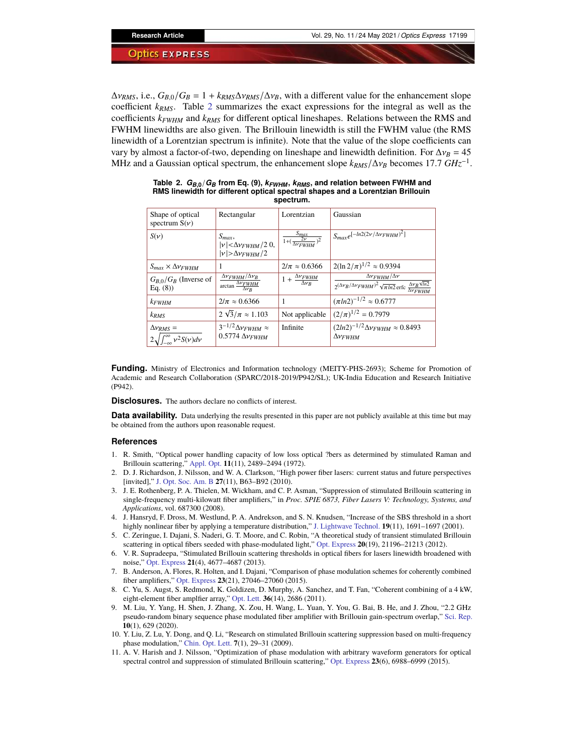$\Delta\nu_{RMS}$, i.e., $G_{B,0}/G_B = 1 + k_{RMS}\Delta\nu_{RMS}/\Delta\nu_B$, with a different value for the enhancement slope coefficient $k_{RMS}$. Table 2 summarizes the exact expressions for the integral as well as the coefficients $k_{FWHM}$ and $k_{RMS}$ for different optical lineshapes. Relations between the RMS and FWHM linewidths are also given. The Brillouin linewidth is still the FWHM value (the RMS linewidth of a Lorentzian spectrum is infinite). Note that the value of the slope coefficients can vary by almost a factor-of-two, depending on lineshape and linewidth definition. For $\Delta\nu_B = 45$ MHz and a Gaussian optical spectrum, the enhancement slope $k_{RMS}/\Delta\nu_B$ becomes 17.7 $GHz^{-1}$.

**Table 2. $G_{B,0}/G_B$ from Eq. (9), $k_{FWHM}$, $k_{RMS}$, and relation between FWHM and RMS linewidth for different optical spectral shapes and a Lorentzian Brillouin spectrum.**

| Shape of optical spectrum $S(\nu)$ | Rectangular | Lorentzian | Gaussian |
|---|---|---|---|
| $S(\nu)$ | $S_{max}$, $\lvert\nu\rvert<\Delta\nu_{FWHM}/2$ 0, $\lvert\nu\rvert>\Delta\nu_{FWHM}/2$ | $\frac{S_{max}}{1+(\frac{2\nu}{\Delta\nu_{FWHM}})^2}$ | $S_{max}e^{[-ln2(2\nu/\Delta\nu_{FWHM})^2]}$ |
| $S_{max} \times \Delta\nu_{FWHM}$ | 1 | $2/\pi \approx 0.6366$ | $2(\ln 2/\pi)^{1/2} \approx 0.9394$ |
| $G_{B,0}/G_B$ (Inverse of Eq. (8)) | $\frac{\Delta\nu_{FWHM}/\Delta\nu_B}{\arctan\frac{\Delta\nu_{FWHM}}{\Delta\nu_B}}$ | $1 + \frac{\Delta\nu_{FWHM}}{\Delta\nu_B}$ | $\frac{\Delta\nu_{FWHM}/\Delta\nu}{2^{(\Delta\nu_B/\Delta\nu_{FWHM})^2}\sqrt{\pi ln2}\,\mathrm{erfc}\,\frac{\Delta\nu_B\sqrt{ln2}}{\Delta\nu_{FWHM}}}$ |
| $k_{FWHM}$ | $2/\pi \approx 0.6366$ | 1 | $(\pi ln2)^{-1/2} \approx 0.6777$ |
| $k_{RMS}$ | $2\sqrt{3}/\pi \approx 1.103$ | Not applicable | $(2/\pi)^{1/2} = 0.7979$ |
| $\Delta\nu_{RMS} = 2\sqrt{\int_{-\infty}^{\infty}\nu^2 S(\nu)d\nu}$ | $3^{-1/2}\Delta\nu_{FWHM} \approx 0.5774\ \Delta\nu_{FWHM}$ | Infinite | $(2ln2)^{-1/2}\Delta\nu_{FWHM} \approx 0.8493\ \Delta\nu_{FWHM}$ |

**Funding.** Ministry of Electronics and Information technology (MEITY-PHS-2693); Scheme for Promotion of Academic and Research Collaboration (SPARC/2018-2019/P942/SL); UK-India Education and Research Initiative (P942).

**Disclosures.** The authors declare no conflicts of interest.

**Data availability.** Data underlying the results presented in this paper are not publicly available at this time but may be obtained from the authors upon reasonable request.

## References

1. R. Smith, "Optical power handling capacity of low loss optical ?bers as determined by stimulated Raman and Brillouin scattering," Appl. Opt. **11**(11), 2489–2494 (1972).
2. D. J. Richardson, J. Nilsson, and W. A. Clarkson, "High power fiber lasers: current status and future perspectives [invited]," J. Opt. Soc. Am. B **27**(11), B63–B92 (2010).
3. J. E. Rothenberg, P. A. Thielen, M. Wickham, and C. P. Asman, "Suppression of stimulated Brillouin scattering in single-frequency multi-kilowatt fiber amplifiers," in *Proc. SPIE 6873, Fiber Lasers V: Technology, Systems, and Applications*, vol. 687300 (2008).
4. J. Hansryd, F. Dross, M. Westlund, P. A. Andrekson, and S. N. Knudsen, "Increase of the SBS threshold in a short highly nonlinear fiber by applying a temperature distribution," J. Lightwave Technol. **19**(11), 1691–1697 (2001).
5. C. Zeringue, I. Dajani, S. Naderi, G. T. Moore, and C. Robin, "A theoretical study of transient stimulated Brillouin scattering in optical fibers seeded with phase-modulated light," Opt. Express **20**(19), 21196–21213 (2012).
6. V. R. Supradeepa, "Stimulated Brillouin scattering thresholds in optical fibers for lasers linewidth broadened with noise," Opt. Express **21**(4), 4677–4687 (2013).
7. B. Anderson, A. Flores, R. Holten, and I. Dajani, "Comparison of phase modulation schemes for coherently combined fiber amplifiers," Opt. Express **23**(21), 27046–27060 (2015).
8. C. Yu, S. Augst, S. Redmond, K. Goldizen, D. Murphy, A. Sanchez, and T. Fan, "Coherent combining of a 4 kW, eight-element fiber amplfier array," Opt. Lett. **36**(14), 2686 (2011).
9. M. Liu, Y. Yang, H. Shen, J. Zhang, X. Zou, H. Wang, L. Yuan, Y. You, G. Bai, B. He, and J. Zhou, "2.2 GHz pseudo-random binary sequence phase modulated fiber amplifier with Brillouin gain-spectrum overlap," Sci. Rep. **10**(1), 629 (2020).
10. Y. Liu, Z. Lu, Y. Dong, and Q. Li, "Research on stimulated Brillouin scattering suppression based on multi-frequency phase modulation," Chin. Opt. Lett. **7**(1), 29–31 (2009).
11. A. V. Harish and J. Nilsson, "Optimization of phase modulation with arbitrary waveform generators for optical spectral control and suppression of stimulated Brillouin scattering," Opt. Express **23**(6), 6988–6999 (2015).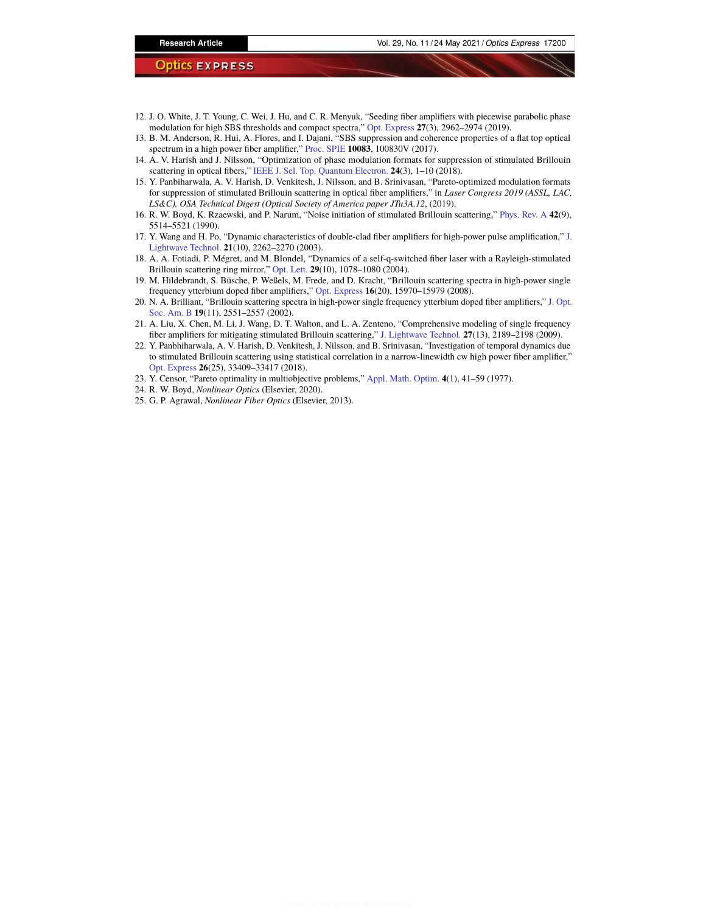12. J. O. White, J. T. Young, C. Wei, J. Hu, and C. R. Menyuk, "Seeding fiber amplifiers with piecewise parabolic phase modulation for high SBS thresholds and compact spectra," Opt. Express **27**(3), 2962–2974 (2019).
13. B. M. Anderson, R. Hui, A. Flores, and I. Dajani, "SBS suppression and coherence properties of a flat top optical spectrum in a high power fiber amplifier," Proc. SPIE **10083**, 100830V (2017).
14. A. V. Harish and J. Nilsson, "Optimization of phase modulation formats for suppression of stimulated Brillouin scattering in optical fibers," IEEE J. Sel. Top. Quantum Electron. **24**(3), 1–10 (2018).
15. Y. Panbiharwala, A. V. Harish, D. Venkitesh, J. Nilsson, and B. Srinivasan, "Pareto-optimized modulation formats for suppression of stimulated Brillouin scattering in optical fiber amplifiers," in *Laser Congress 2019 (ASSL, LAC, LS&C), OSA Technical Digest (Optical Society of America paper JTu3A.12*, (2019).
16. R. W. Boyd, K. Rzaewski, and P. Narum, "Noise initiation of stimulated Brillouin scattering," Phys. Rev. A **42**(9), 5514–5521 (1990).
17. Y. Wang and H. Po, "Dynamic characteristics of double-clad fiber amplifiers for high-power pulse amplification," J. Lightwave Technol. **21**(10), 2262–2270 (2003).
18. A. A. Fotiadi, P. Mégret, and M. Blondel, "Dynamics of a self-q-switched fiber laser with a Rayleigh-stimulated Brillouin scattering ring mirror," Opt. Lett. **29**(10), 1078–1080 (2004).
19. M. Hildebrandt, S. Büsche, P. Weßels, M. Frede, and D. Kracht, "Brillouin scattering spectra in high-power single frequency ytterbium doped fiber amplifiers," Opt. Express **16**(20), 15970–15979 (2008).
20. N. A. Brilliant, "Brillouin scattering spectra in high-power single frequency ytterbium doped fiber amplifiers," J. Opt. Soc. Am. B **19**(11), 2551–2557 (2002).
21. A. Liu, X. Chen, M. Li, J. Wang, D. T. Walton, and L. A. Zenteno, "Comprehensive modeling of single frequency fiber amplifiers for mitigating stimulated Brillouin scattering," J. Lightwave Technol. **27**(13), 2189–2198 (2009).
22. Y. Panbhiharwala, A. V. Harish, D. Venkitesh, J. Nilsson, and B. Srinivasan, "Investigation of temporal dynamics due to stimulated Brillouin scattering using statistical correlation in a narrow-linewidth cw high power fiber amplifier," Opt. Express **26**(25), 33409–33417 (2018).
23. Y. Censor, "Pareto optimality in multiobjective problems," Appl. Math. Optim. **4**(1), 41–59 (1977).
24. R. W. Boyd, *Nonlinear Optics* (Elsevier, 2020).
25. G. P. Agrawal, *Nonlinear Fiber Optics* (Elsevier, 2013).